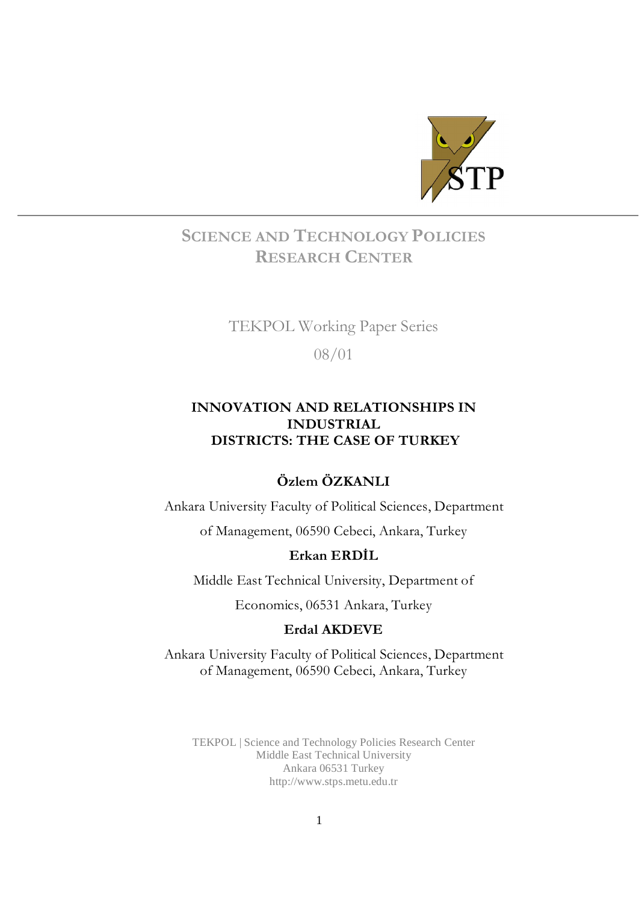# SCIENCE AND TECHNOLOGY POLICIES RESEARCH CENTER

TEKPOL Working Paper Series

08/01

## INNOVATION AND RELATIONSHIPS IN INDUSTRIAL DISTRICTS: THE CASE OF TURKEY

**Özlem ÖZKANLI**

Ankara University Faculty of Political Sciences, Department of Management, 06590 Cebeci, Ankara, Turkey

**Erkan ERDİL**

Middle East Technical University, Department of Economics, 06531 Ankara, Turkey

**Erdal AKDEVE**

Ankara University Faculty of Political Sciences, Department of Management, 06590 Cebeci, Ankara, Turkey

TEKPOL | Science and Technology Policies Research Center
Middle East Technical University
Ankara 06531 Turkey
http://www.stps.metu.edu.tr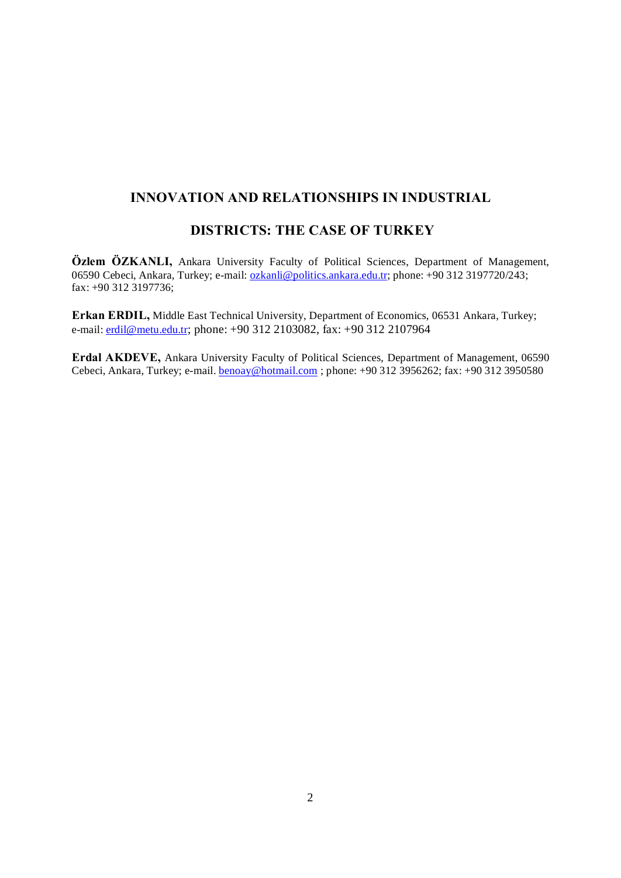# INNOVATION AND RELATIONSHIPS IN INDUSTRIAL DISTRICTS: THE CASE OF TURKEY

**Özlem ÖZKANLI,** Ankara University Faculty of Political Sciences, Department of Management, 06590 Cebeci, Ankara, Turkey; e-mail: ozkanli@politics.ankara.edu.tr; phone: +90 312 3197720/243; fax: +90 312 3197736;

**Erkan ERDIL,** Middle East Technical University, Department of Economics, 06531 Ankara, Turkey; e-mail: erdil@metu.edu.tr; phone: +90 312 2103082, fax: +90 312 2107964

**Erdal AKDEVE,** Ankara University Faculty of Political Sciences, Department of Management, 06590 Cebeci, Ankara, Turkey; e-mail. benoay@hotmail.com ; phone: +90 312 3956262; fax: +90 312 3950580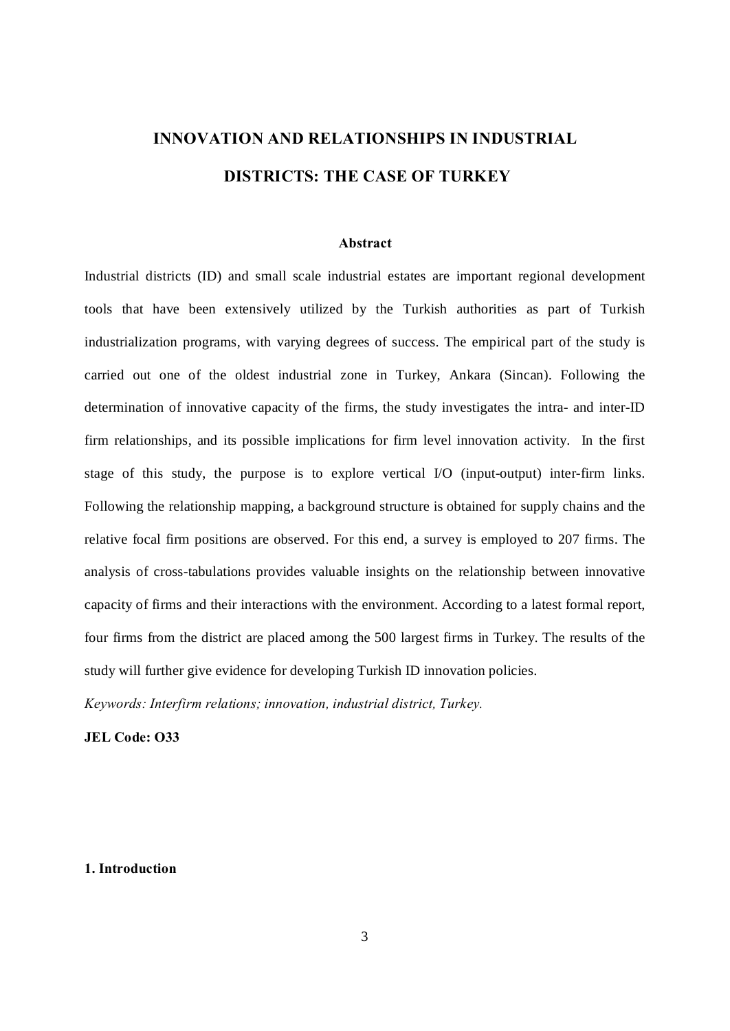# INNOVATION AND RELATIONSHIPS IN INDUSTRIAL DISTRICTS: THE CASE OF TURKEY

### Abstract

Industrial districts (ID) and small scale industrial estates are important regional development tools that have been extensively utilized by the Turkish authorities as part of Turkish industrialization programs, with varying degrees of success. The empirical part of the study is carried out one of the oldest industrial zone in Turkey, Ankara (Sincan). Following the determination of innovative capacity of the firms, the study investigates the intra- and inter-ID firm relationships, and its possible implications for firm level innovation activity. In the first stage of this study, the purpose is to explore vertical I/O (input-output) inter-firm links. Following the relationship mapping, a background structure is obtained for supply chains and the relative focal firm positions are observed. For this end, a survey is employed to 207 firms. The analysis of cross-tabulations provides valuable insights on the relationship between innovative capacity of firms and their interactions with the environment. According to a latest formal report, four firms from the district are placed among the 500 largest firms in Turkey. The results of the study will further give evidence for developing Turkish ID innovation policies.

*Keywords: Interfirm relations; innovation, industrial district, Turkey.*

**JEL Code: O33**

## 1. Introduction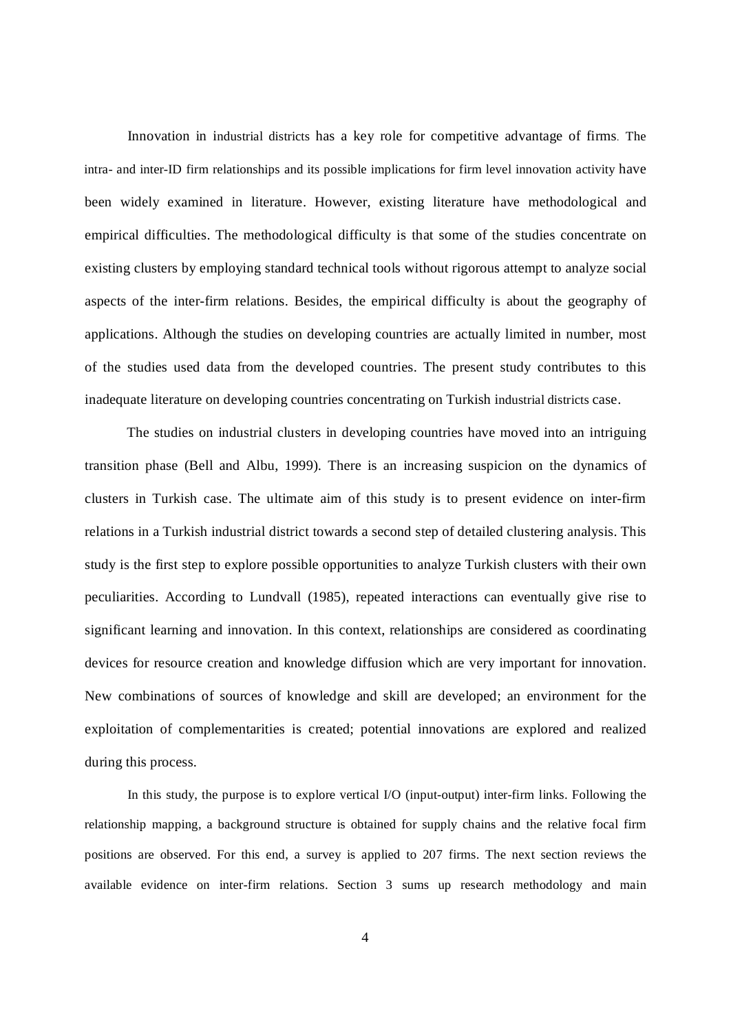Innovation in industrial districts has a key role for competitive advantage of firms. The intra- and inter-ID firm relationships and its possible implications for firm level innovation activity have been widely examined in literature. However, existing literature have methodological and empirical difficulties. The methodological difficulty is that some of the studies concentrate on existing clusters by employing standard technical tools without rigorous attempt to analyze social aspects of the inter-firm relations. Besides, the empirical difficulty is about the geography of applications. Although the studies on developing countries are actually limited in number, most of the studies used data from the developed countries. The present study contributes to this inadequate literature on developing countries concentrating on Turkish industrial districts case.

The studies on industrial clusters in developing countries have moved into an intriguing transition phase (Bell and Albu, 1999). There is an increasing suspicion on the dynamics of clusters in Turkish case. The ultimate aim of this study is to present evidence on inter-firm relations in a Turkish industrial district towards a second step of detailed clustering analysis. This study is the first step to explore possible opportunities to analyze Turkish clusters with their own peculiarities. According to Lundvall (1985), repeated interactions can eventually give rise to significant learning and innovation. In this context, relationships are considered as coordinating devices for resource creation and knowledge diffusion which are very important for innovation. New combinations of sources of knowledge and skill are developed; an environment for the exploitation of complementarities is created; potential innovations are explored and realized during this process.

In this study, the purpose is to explore vertical I/O (input-output) inter-firm links. Following the relationship mapping, a background structure is obtained for supply chains and the relative focal firm positions are observed. For this end, a survey is applied to 207 firms. The next section reviews the available evidence on inter-firm relations. Section 3 sums up research methodology and main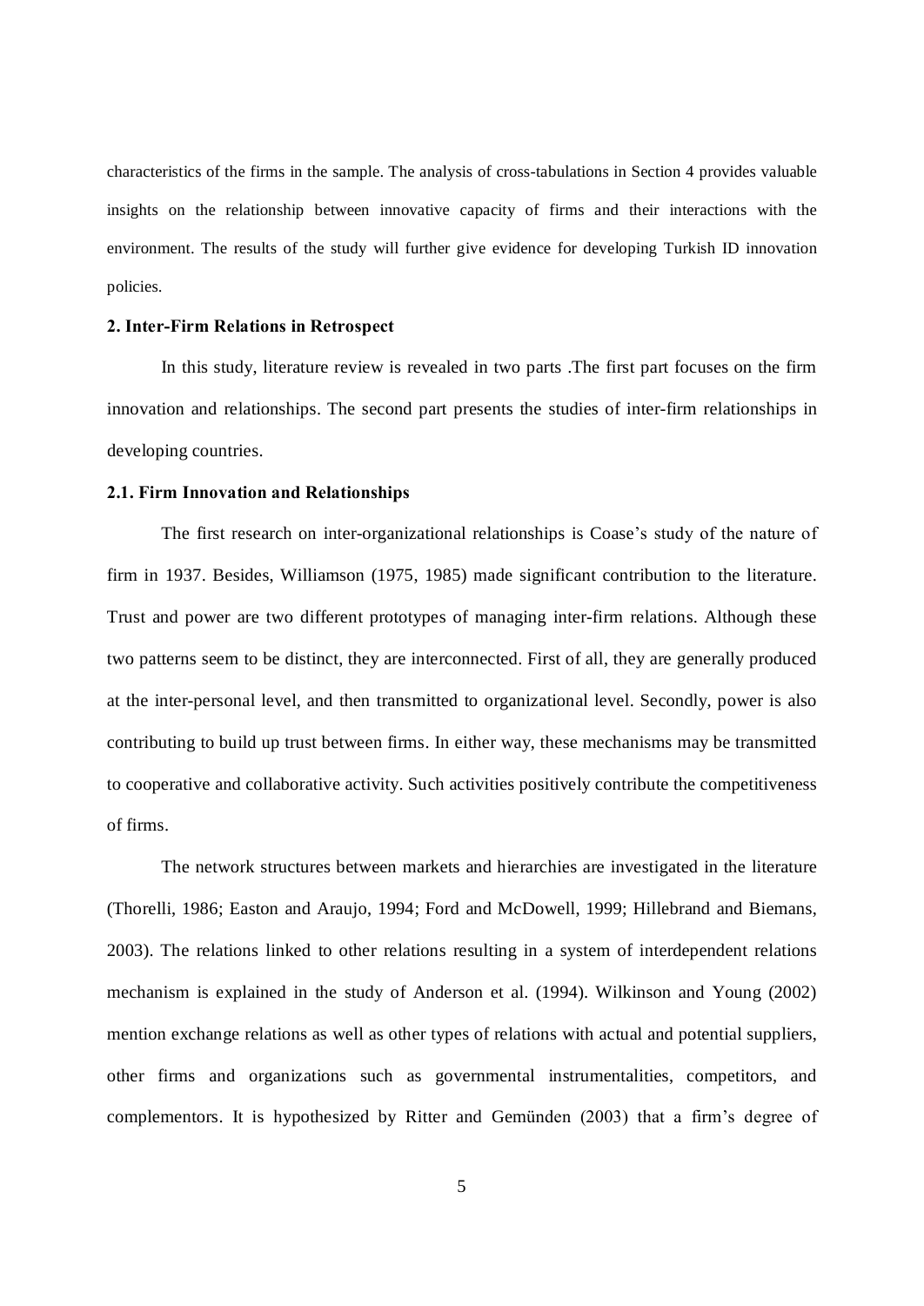characteristics of the firms in the sample. The analysis of cross-tabulations in Section 4 provides valuable insights on the relationship between innovative capacity of firms and their interactions with the environment. The results of the study will further give evidence for developing Turkish ID innovation policies.

## 2. Inter-Firm Relations in Retrospect

In this study, literature review is revealed in two parts .The first part focuses on the firm innovation and relationships. The second part presents the studies of inter-firm relationships in developing countries.

### 2.1. Firm Innovation and Relationships

The first research on inter-organizational relationships is Coase's study of the nature of firm in 1937. Besides, Williamson (1975, 1985) made significant contribution to the literature. Trust and power are two different prototypes of managing inter-firm relations. Although these two patterns seem to be distinct, they are interconnected. First of all, they are generally produced at the inter-personal level, and then transmitted to organizational level. Secondly, power is also contributing to build up trust between firms. In either way, these mechanisms may be transmitted to cooperative and collaborative activity. Such activities positively contribute the competitiveness of firms.

The network structures between markets and hierarchies are investigated in the literature (Thorelli, 1986; Easton and Araujo, 1994; Ford and McDowell, 1999; Hillebrand and Biemans, 2003). The relations linked to other relations resulting in a system of interdependent relations mechanism is explained in the study of Anderson et al. (1994). Wilkinson and Young (2002) mention exchange relations as well as other types of relations with actual and potential suppliers, other firms and organizations such as governmental instrumentalities, competitors, and complementors. It is hypothesized by Ritter and Gemünden (2003) that a firm's degree of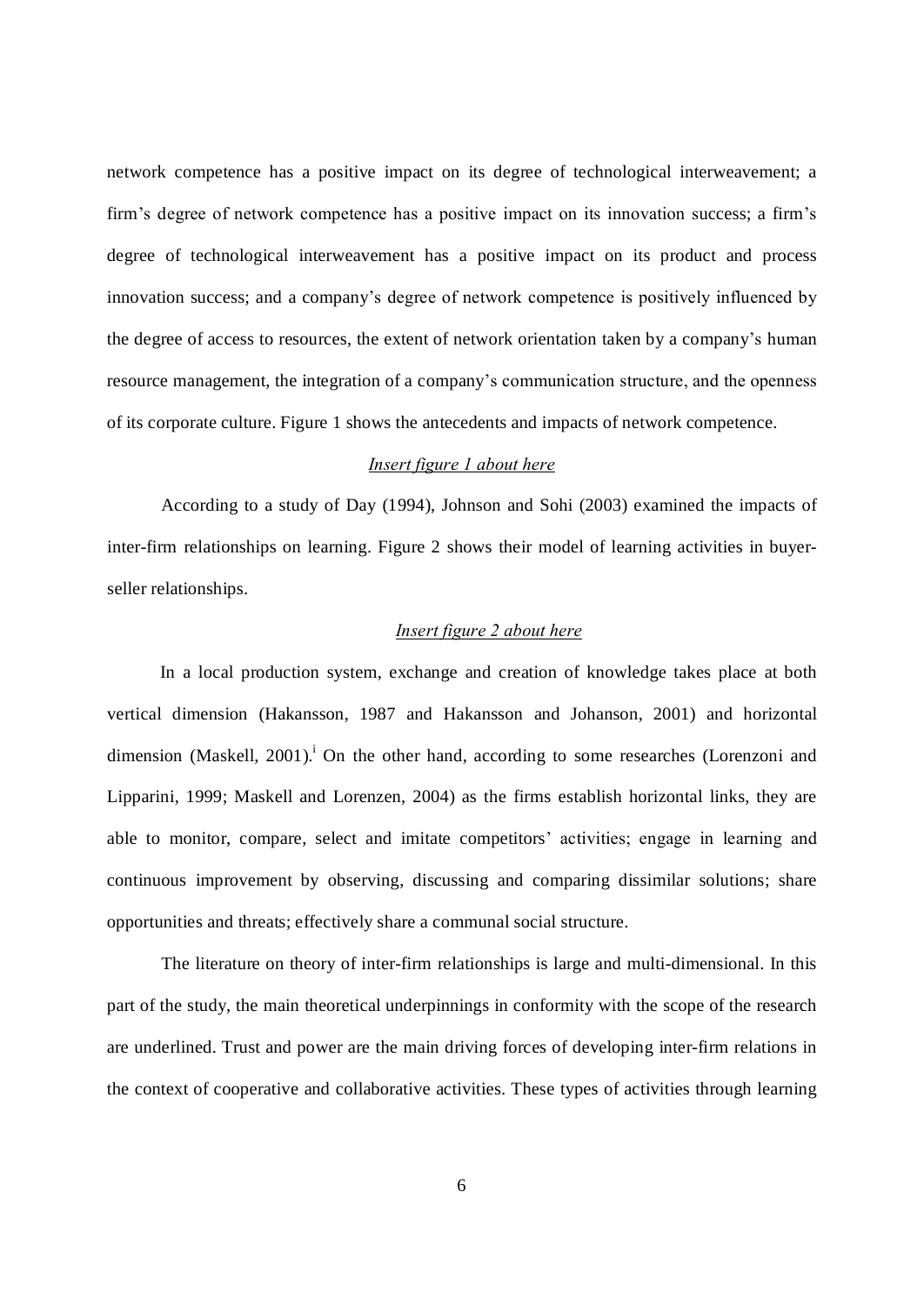network competence has a positive impact on its degree of technological interweavement; a firm's degree of network competence has a positive impact on its innovation success; a firm's degree of technological interweavement has a positive impact on its product and process innovation success; and a company's degree of network competence is positively influenced by the degree of access to resources, the extent of network orientation taken by a company's human resource management, the integration of a company's communication structure, and the openness of its corporate culture. Figure 1 shows the antecedents and impacts of network competence.

*Insert figure 1 about here*

According to a study of Day (1994), Johnson and Sohi (2003) examined the impacts of inter-firm relationships on learning. Figure 2 shows their model of learning activities in buyer-seller relationships.

*Insert figure 2 about here*

In a local production system, exchange and creation of knowledge takes place at both vertical dimension (Hakansson, 1987 and Hakansson and Johanson, 2001) and horizontal dimension (Maskell, 2001).[i] On the other hand, according to some researches (Lorenzoni and Lipparini, 1999; Maskell and Lorenzen, 2004) as the firms establish horizontal links, they are able to monitor, compare, select and imitate competitors' activities; engage in learning and continuous improvement by observing, discussing and comparing dissimilar solutions; share opportunities and threats; effectively share a communal social structure.

The literature on theory of inter-firm relationships is large and multi-dimensional. In this part of the study, the main theoretical underpinnings in conformity with the scope of the research are underlined. Trust and power are the main driving forces of developing inter-firm relations in the context of cooperative and collaborative activities. These types of activities through learning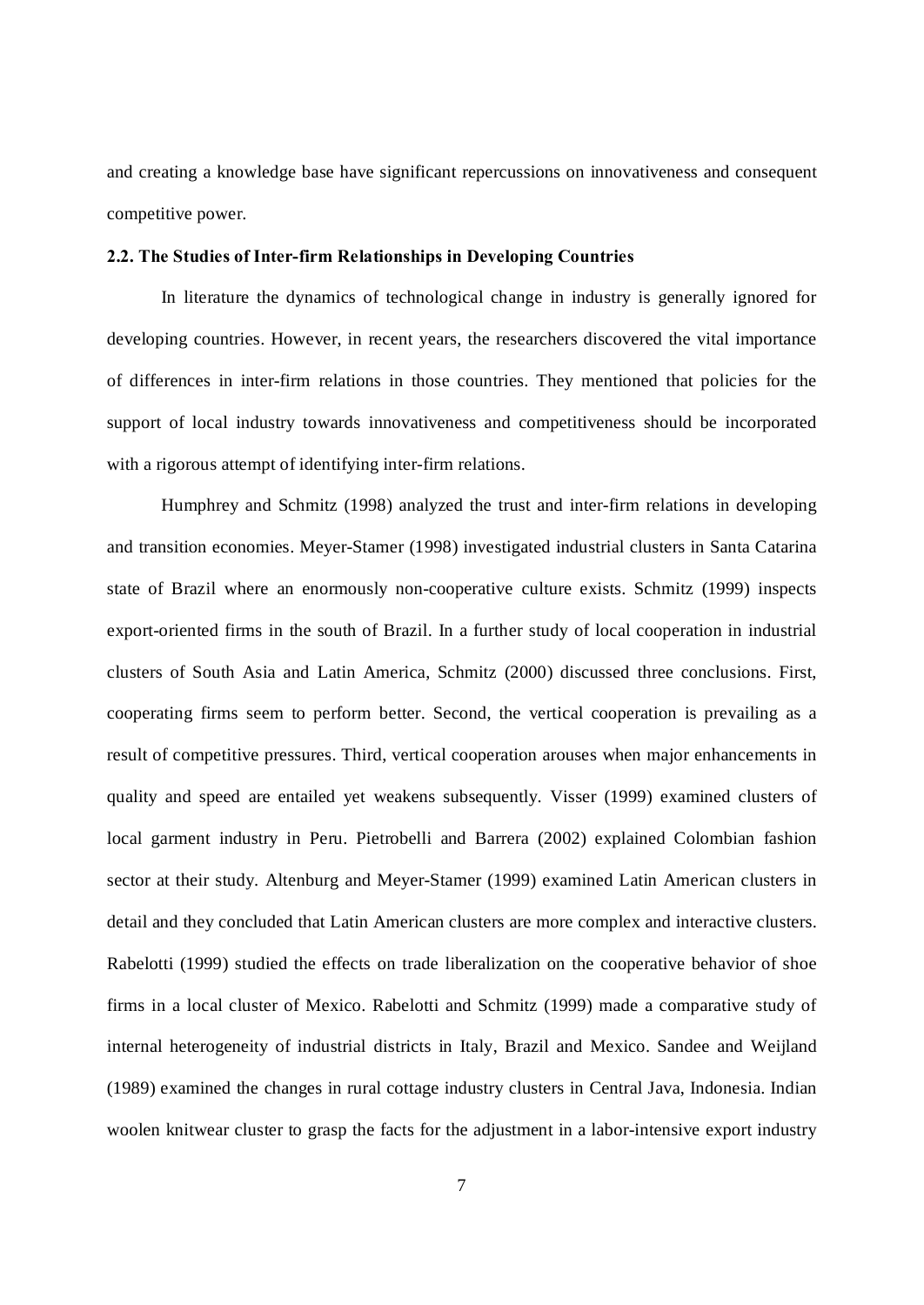and creating a knowledge base have significant repercussions on innovativeness and consequent competitive power.

### 2.2. The Studies of Inter-firm Relationships in Developing Countries

In literature the dynamics of technological change in industry is generally ignored for developing countries. However, in recent years, the researchers discovered the vital importance of differences in inter-firm relations in those countries. They mentioned that policies for the support of local industry towards innovativeness and competitiveness should be incorporated with a rigorous attempt of identifying inter-firm relations.

Humphrey and Schmitz (1998) analyzed the trust and inter-firm relations in developing and transition economies. Meyer-Stamer (1998) investigated industrial clusters in Santa Catarina state of Brazil where an enormously non-cooperative culture exists. Schmitz (1999) inspects export-oriented firms in the south of Brazil. In a further study of local cooperation in industrial clusters of South Asia and Latin America, Schmitz (2000) discussed three conclusions. First, cooperating firms seem to perform better. Second, the vertical cooperation is prevailing as a result of competitive pressures. Third, vertical cooperation arouses when major enhancements in quality and speed are entailed yet weakens subsequently. Visser (1999) examined clusters of local garment industry in Peru. Pietrobelli and Barrera (2002) explained Colombian fashion sector at their study. Altenburg and Meyer-Stamer (1999) examined Latin American clusters in detail and they concluded that Latin American clusters are more complex and interactive clusters. Rabelotti (1999) studied the effects on trade liberalization on the cooperative behavior of shoe firms in a local cluster of Mexico. Rabelotti and Schmitz (1999) made a comparative study of internal heterogeneity of industrial districts in Italy, Brazil and Mexico. Sandee and Weijland (1989) examined the changes in rural cottage industry clusters in Central Java, Indonesia. Indian woolen knitwear cluster to grasp the facts for the adjustment in a labor-intensive export industry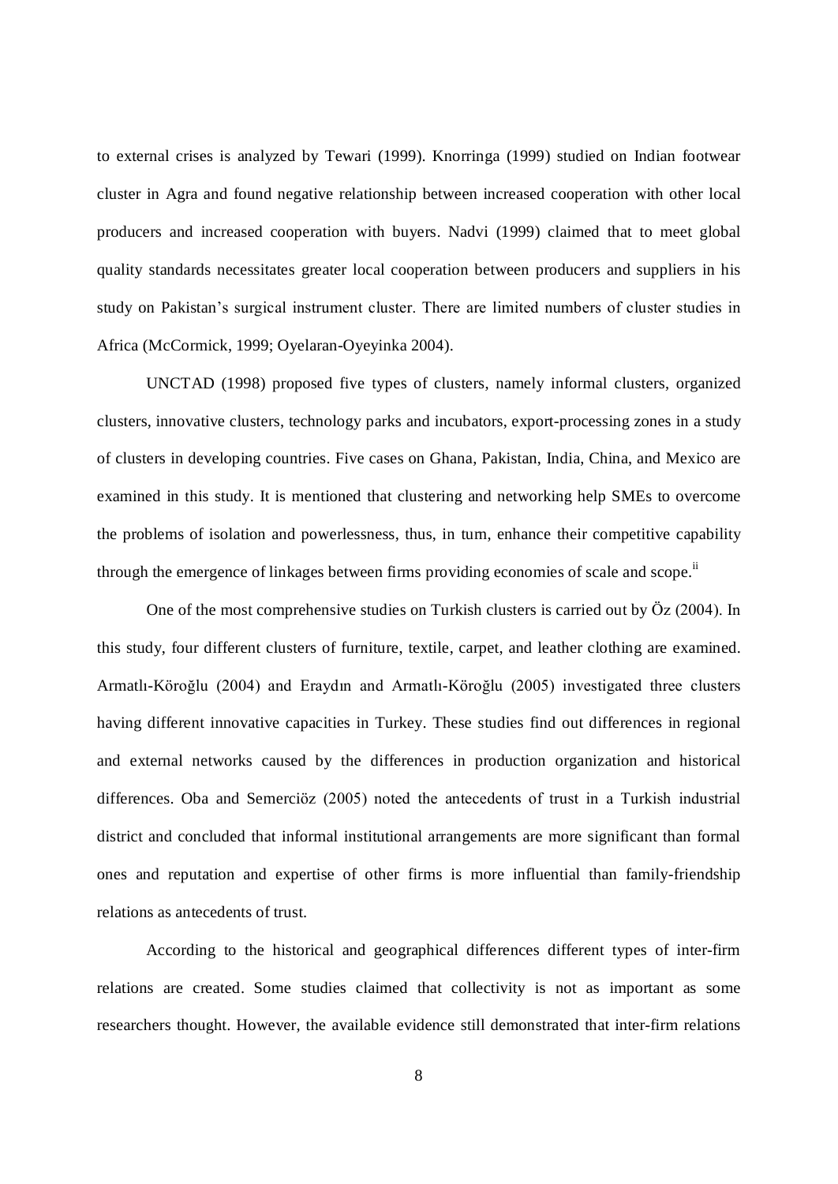to external crises is analyzed by Tewari (1999). Knorringa (1999) studied on Indian footwear cluster in Agra and found negative relationship between increased cooperation with other local producers and increased cooperation with buyers. Nadvi (1999) claimed that to meet global quality standards necessitates greater local cooperation between producers and suppliers in his study on Pakistan's surgical instrument cluster. There are limited numbers of cluster studies in Africa (McCormick, 1999; Oyelaran-Oyeyinka 2004).

UNCTAD (1998) proposed five types of clusters, namely informal clusters, organized clusters, innovative clusters, technology parks and incubators, export-processing zones in a study of clusters in developing countries. Five cases on Ghana, Pakistan, India, China, and Mexico are examined in this study. It is mentioned that clustering and networking help SMEs to overcome the problems of isolation and powerlessness, thus, in turn, enhance their competitive capability through the emergence of linkages between firms providing economies of scale and scope.[ii]

One of the most comprehensive studies on Turkish clusters is carried out by Öz (2004). In this study, four different clusters of furniture, textile, carpet, and leather clothing are examined. Armatlı-Köroğlu (2004) and Eraydın and Armatlı-Köroğlu (2005) investigated three clusters having different innovative capacities in Turkey. These studies find out differences in regional and external networks caused by the differences in production organization and historical differences. Oba and Semerciöz (2005) noted the antecedents of trust in a Turkish industrial district and concluded that informal institutional arrangements are more significant than formal ones and reputation and expertise of other firms is more influential than family-friendship relations as antecedents of trust.

According to the historical and geographical differences different types of inter-firm relations are created. Some studies claimed that collectivity is not as important as some researchers thought. However, the available evidence still demonstrated that inter-firm relations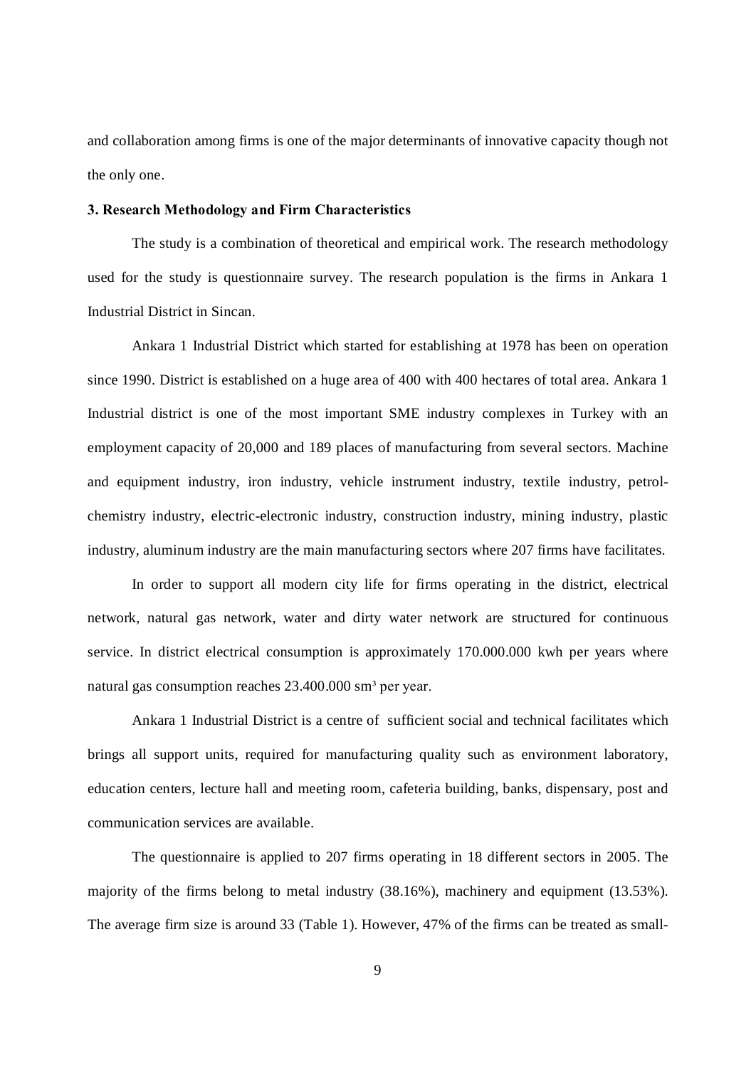and collaboration among firms is one of the major determinants of innovative capacity though not the only one.

### 3. Research Methodology and Firm Characteristics

The study is a combination of theoretical and empirical work. The research methodology used for the study is questionnaire survey. The research population is the firms in Ankara 1 Industrial District in Sincan.

Ankara 1 Industrial District which started for establishing at 1978 has been on operation since 1990. District is established on a huge area of 400 with 400 hectares of total area. Ankara 1 Industrial district is one of the most important SME industry complexes in Turkey with an employment capacity of 20,000 and 189 places of manufacturing from several sectors. Machine and equipment industry, iron industry, vehicle instrument industry, textile industry, petrol-chemistry industry, electric-electronic industry, construction industry, mining industry, plastic industry, aluminum industry are the main manufacturing sectors where 207 firms have facilitates.

In order to support all modern city life for firms operating in the district, electrical network, natural gas network, water and dirty water network are structured for continuous service. In district electrical consumption is approximately 170.000.000 kwh per years where natural gas consumption reaches 23.400.000 $sm^3$ per year.

Ankara 1 Industrial District is a centre of sufficient social and technical facilitates which brings all support units, required for manufacturing quality such as environment laboratory, education centers, lecture hall and meeting room, cafeteria building, banks, dispensary, post and communication services are available.

The questionnaire is applied to 207 firms operating in 18 different sectors in 2005. The majority of the firms belong to metal industry (38.16%), machinery and equipment (13.53%). The average firm size is around 33 (Table 1). However, 47% of the firms can be treated as small-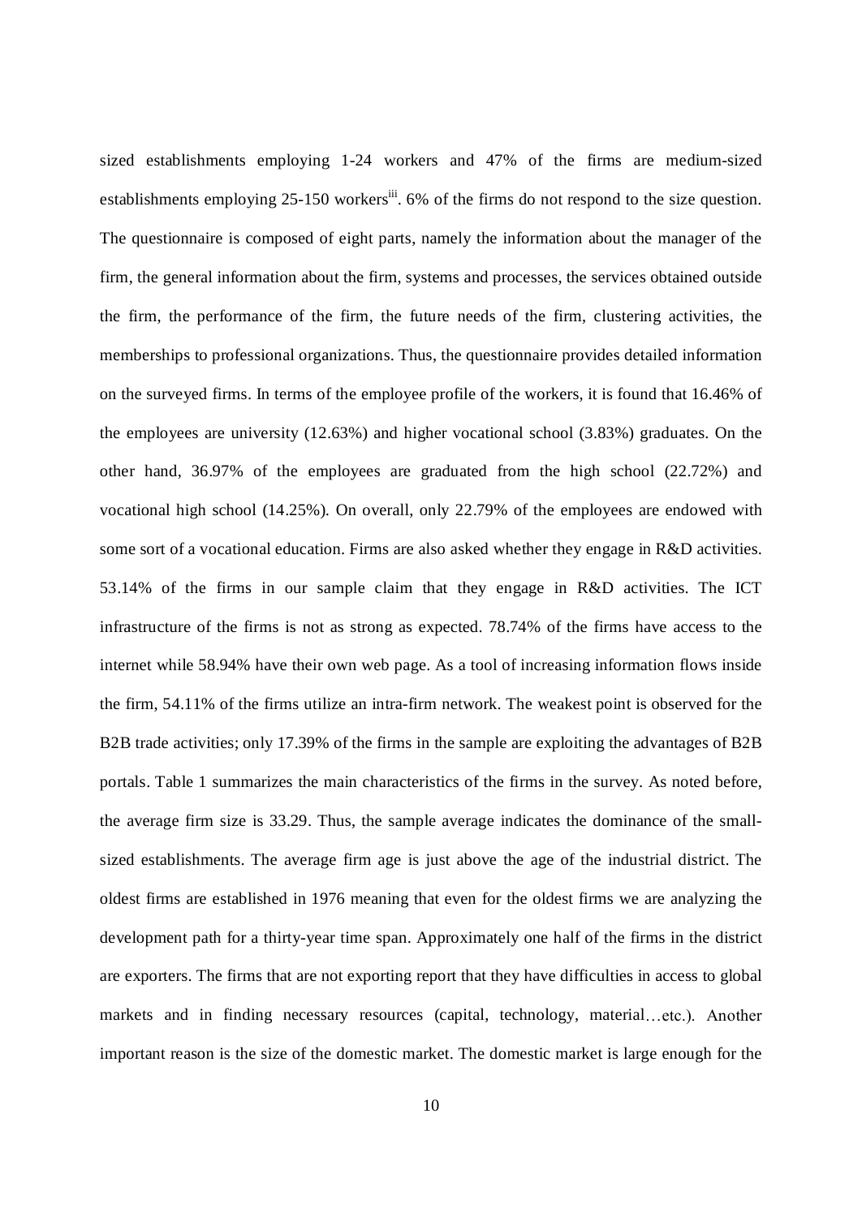sized establishments employing 1-24 workers and 47% of the firms are medium-sized establishments employing 25-150 workers[iii]. 6% of the firms do not respond to the size question. The questionnaire is composed of eight parts, namely the information about the manager of the firm, the general information about the firm, systems and processes, the services obtained outside the firm, the performance of the firm, the future needs of the firm, clustering activities, the memberships to professional organizations. Thus, the questionnaire provides detailed information on the surveyed firms. In terms of the employee profile of the workers, it is found that 16.46% of the employees are university (12.63%) and higher vocational school (3.83%) graduates. On the other hand, 36.97% of the employees are graduated from the high school (22.72%) and vocational high school (14.25%). On overall, only 22.79% of the employees are endowed with some sort of a vocational education. Firms are also asked whether they engage in R&D activities. 53.14% of the firms in our sample claim that they engage in R&D activities. The ICT infrastructure of the firms is not as strong as expected. 78.74% of the firms have access to the internet while 58.94% have their own web page. As a tool of increasing information flows inside the firm, 54.11% of the firms utilize an intra-firm network. The weakest point is observed for the B2B trade activities; only 17.39% of the firms in the sample are exploiting the advantages of B2B portals. Table 1 summarizes the main characteristics of the firms in the survey. As noted before, the average firm size is 33.29. Thus, the sample average indicates the dominance of the small-sized establishments. The average firm age is just above the age of the industrial district. The oldest firms are established in 1976 meaning that even for the oldest firms we are analyzing the development path for a thirty-year time span. Approximately one half of the firms in the district are exporters. The firms that are not exporting report that they have difficulties in access to global markets and in finding necessary resources (capital, technology, material…etc.). Another important reason is the size of the domestic market. The domestic market is large enough for the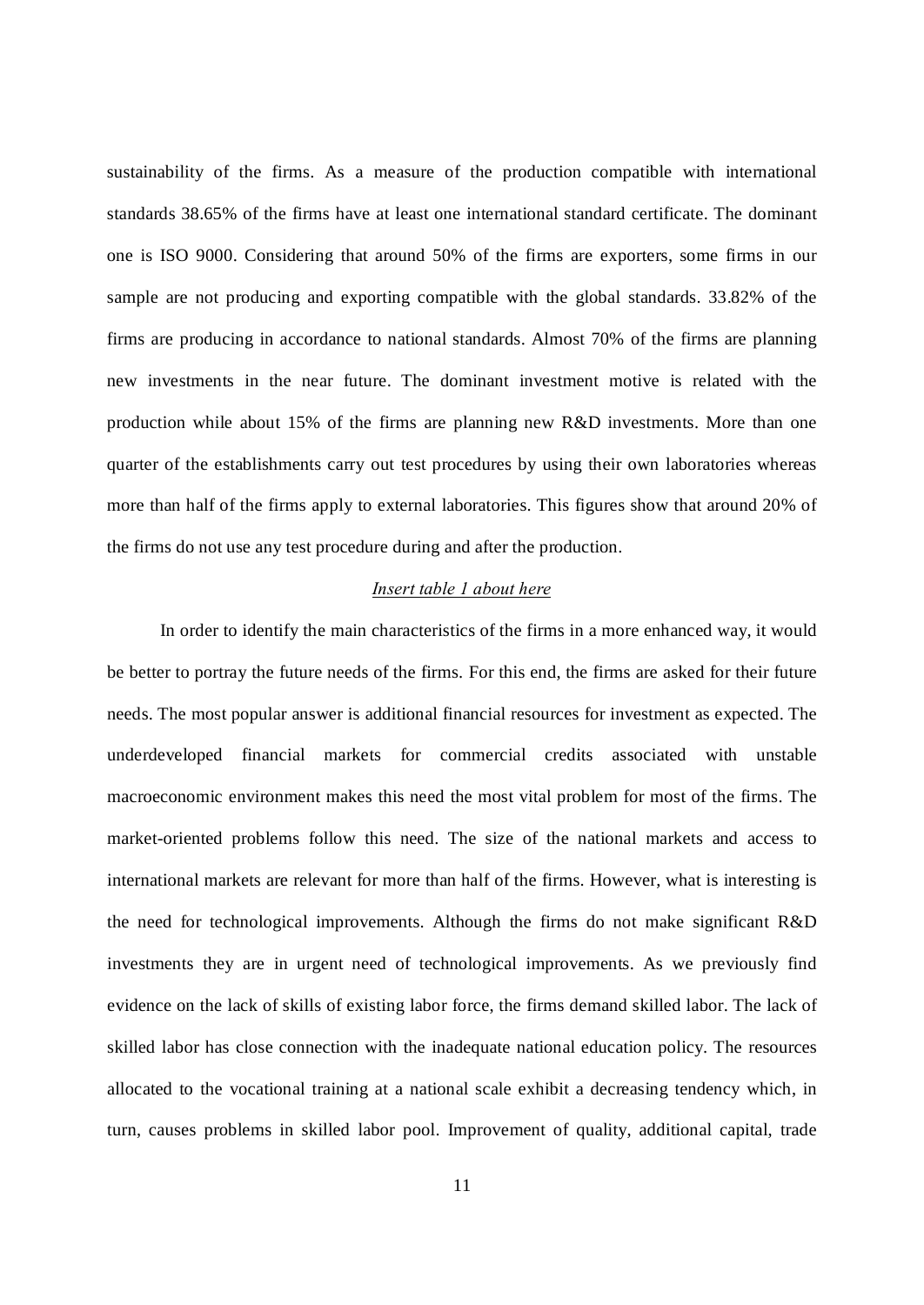sustainability of the firms. As a measure of the production compatible with international standards 38.65% of the firms have at least one international standard certificate. The dominant one is ISO 9000. Considering that around 50% of the firms are exporters, some firms in our sample are not producing and exporting compatible with the global standards. 33.82% of the firms are producing in accordance to national standards. Almost 70% of the firms are planning new investments in the near future. The dominant investment motive is related with the production while about 15% of the firms are planning new R&D investments. More than one quarter of the establishments carry out test procedures by using their own laboratories whereas more than half of the firms apply to external laboratories. This figures show that around 20% of the firms do not use any test procedure during and after the production.

*Insert table 1 about here*

In order to identify the main characteristics of the firms in a more enhanced way, it would be better to portray the future needs of the firms. For this end, the firms are asked for their future needs. The most popular answer is additional financial resources for investment as expected. The underdeveloped financial markets for commercial credits associated with unstable macroeconomic environment makes this need the most vital problem for most of the firms. The market-oriented problems follow this need. The size of the national markets and access to international markets are relevant for more than half of the firms. However, what is interesting is the need for technological improvements. Although the firms do not make significant R&D investments they are in urgent need of technological improvements. As we previously find evidence on the lack of skills of existing labor force, the firms demand skilled labor. The lack of skilled labor has close connection with the inadequate national education policy. The resources allocated to the vocational training at a national scale exhibit a decreasing tendency which, in turn, causes problems in skilled labor pool. Improvement of quality, additional capital, trade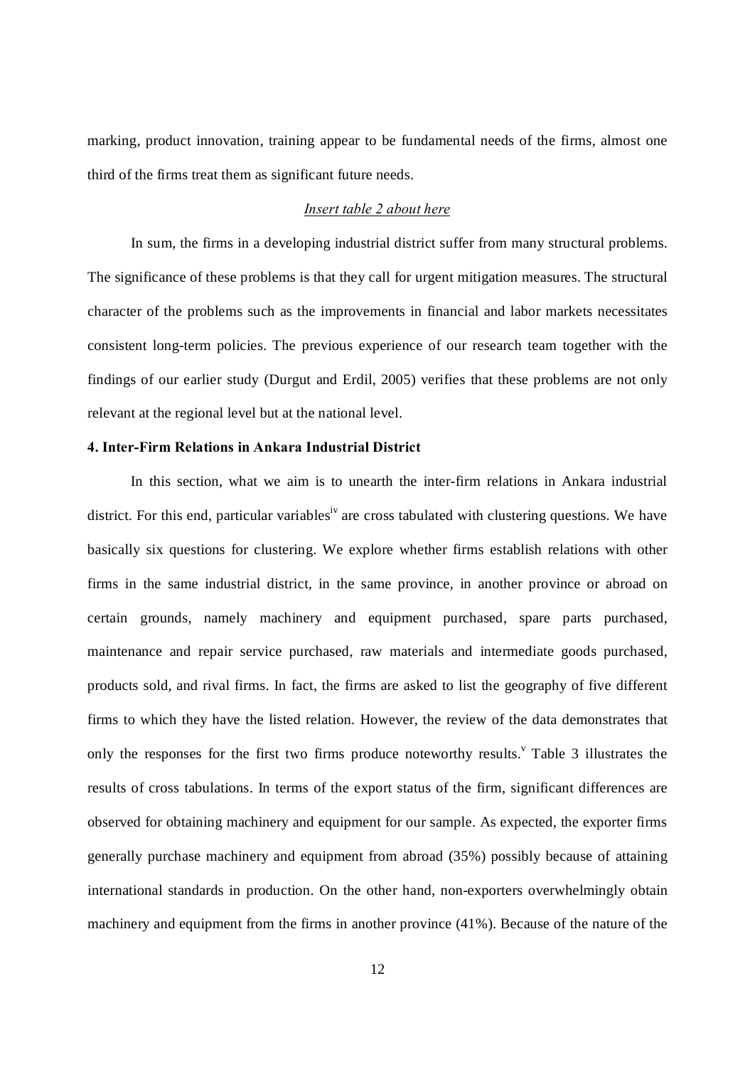marking, product innovation, training appear to be fundamental needs of the firms, almost one third of the firms treat them as significant future needs.

*Insert table 2 about here*

In sum, the firms in a developing industrial district suffer from many structural problems. The significance of these problems is that they call for urgent mitigation measures. The structural character of the problems such as the improvements in financial and labor markets necessitates consistent long-term policies. The previous experience of our research team together with the findings of our earlier study (Durgut and Erdil, 2005) verifies that these problems are not only relevant at the regional level but at the national level.

**4. Inter-Firm Relations in Ankara Industrial District**

In this section, what we aim is to unearth the inter-firm relations in Ankara industrial district. For this end, particular variables[iv] are cross tabulated with clustering questions. We have basically six questions for clustering. We explore whether firms establish relations with other firms in the same industrial district, in the same province, in another province or abroad on certain grounds, namely machinery and equipment purchased, spare parts purchased, maintenance and repair service purchased, raw materials and intermediate goods purchased, products sold, and rival firms. In fact, the firms are asked to list the geography of five different firms to which they have the listed relation. However, the review of the data demonstrates that only the responses for the first two firms produce noteworthy results.[v] Table 3 illustrates the results of cross tabulations. In terms of the export status of the firm, significant differences are observed for obtaining machinery and equipment for our sample. As expected, the exporter firms generally purchase machinery and equipment from abroad (35%) possibly because of attaining international standards in production. On the other hand, non-exporters overwhelmingly obtain machinery and equipment from the firms in another province (41%). Because of the nature of the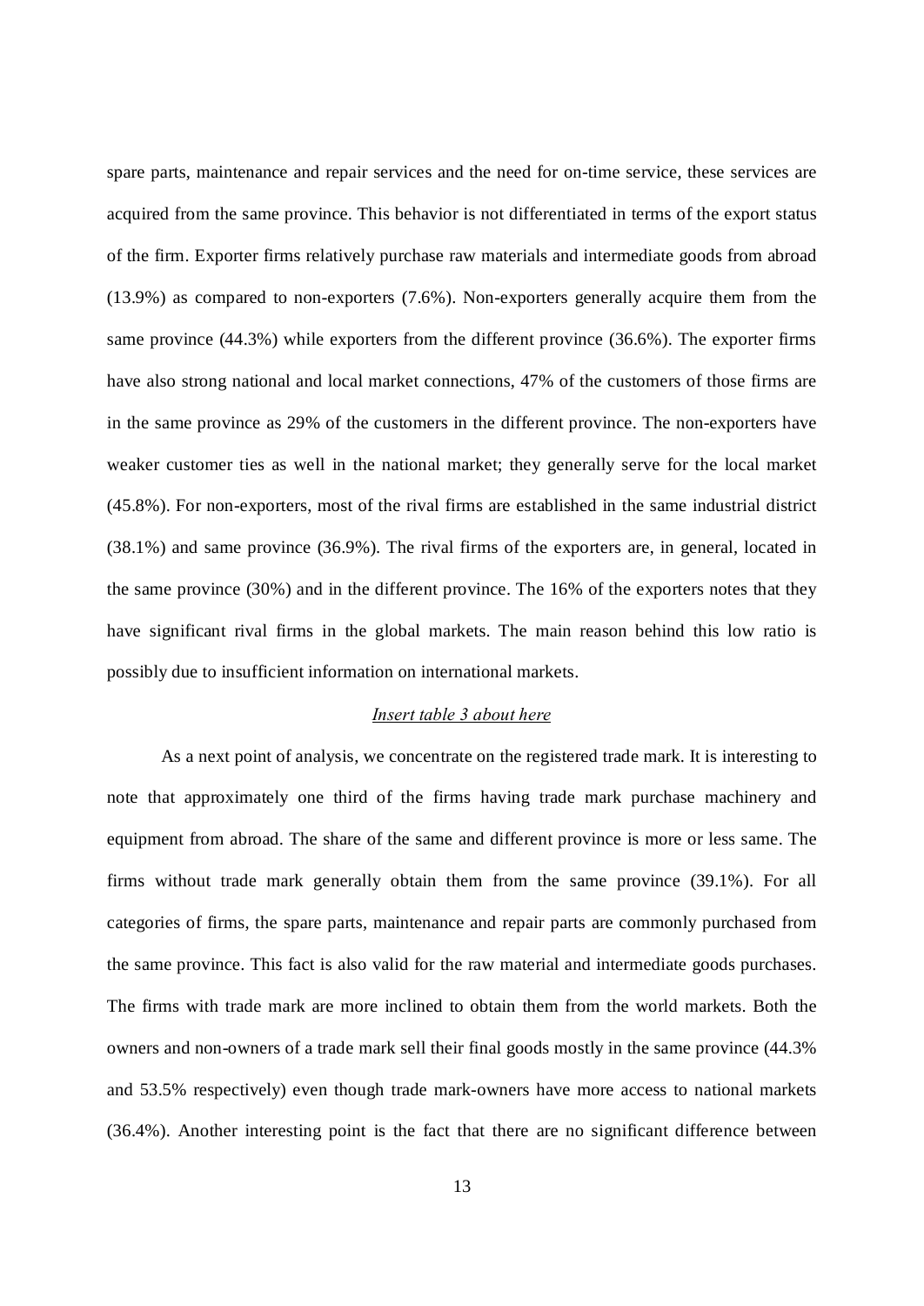spare parts, maintenance and repair services and the need for on-time service, these services are acquired from the same province. This behavior is not differentiated in terms of the export status of the firm. Exporter firms relatively purchase raw materials and intermediate goods from abroad (13.9%) as compared to non-exporters (7.6%). Non-exporters generally acquire them from the same province (44.3%) while exporters from the different province (36.6%). The exporter firms have also strong national and local market connections, 47% of the customers of those firms are in the same province as 29% of the customers in the different province. The non-exporters have weaker customer ties as well in the national market; they generally serve for the local market (45.8%). For non-exporters, most of the rival firms are established in the same industrial district (38.1%) and same province (36.9%). The rival firms of the exporters are, in general, located in the same province (30%) and in the different province. The 16% of the exporters notes that they have significant rival firms in the global markets. The main reason behind this low ratio is possibly due to insufficient information on international markets.

*Insert table 3 about here*

As a next point of analysis, we concentrate on the registered trade mark. It is interesting to note that approximately one third of the firms having trade mark purchase machinery and equipment from abroad. The share of the same and different province is more or less same. The firms without trade mark generally obtain them from the same province (39.1%). For all categories of firms, the spare parts, maintenance and repair parts are commonly purchased from the same province. This fact is also valid for the raw material and intermediate goods purchases. The firms with trade mark are more inclined to obtain them from the world markets. Both the owners and non-owners of a trade mark sell their final goods mostly in the same province (44.3% and 53.5% respectively) even though trade mark-owners have more access to national markets (36.4%). Another interesting point is the fact that there are no significant difference between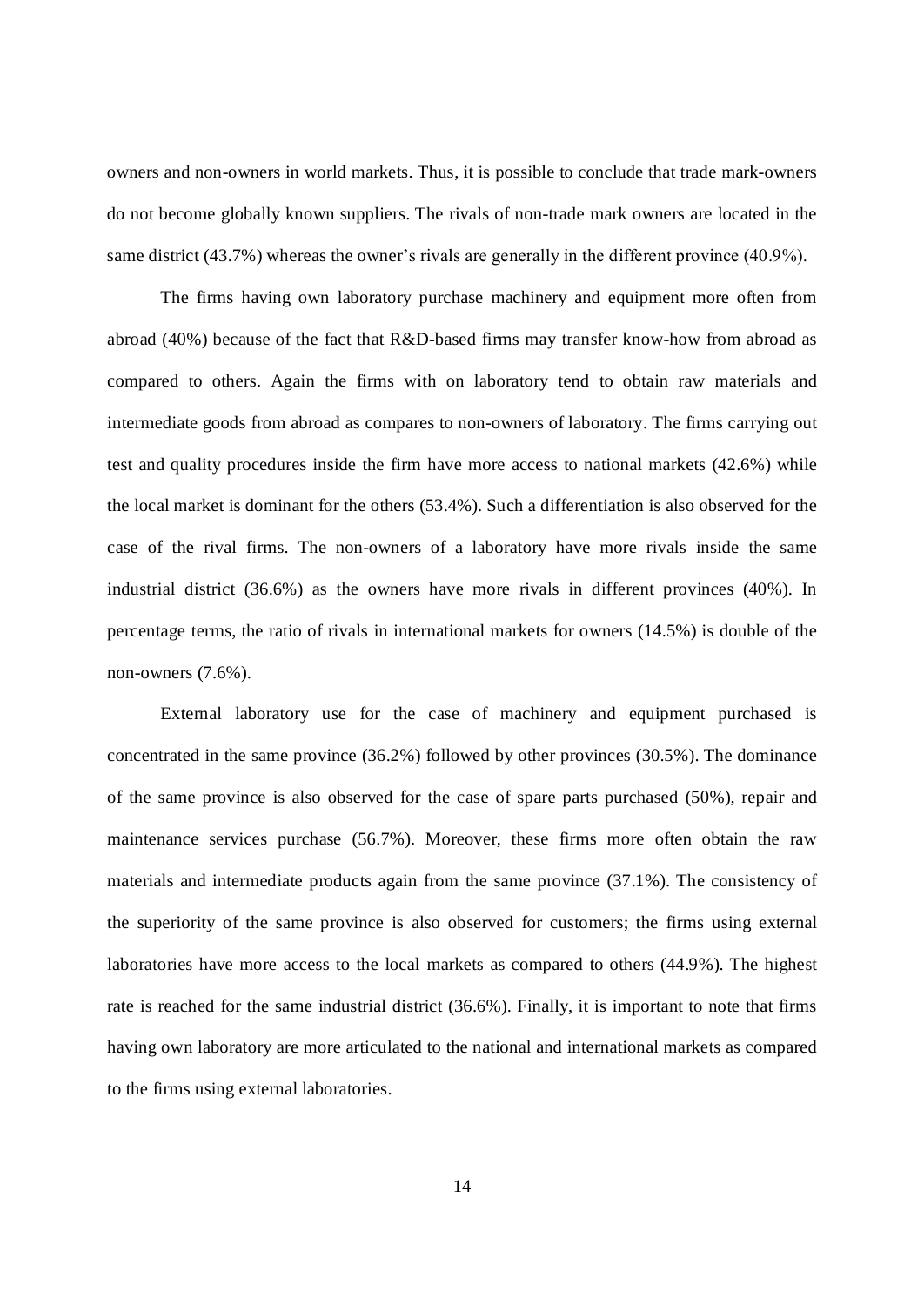owners and non-owners in world markets. Thus, it is possible to conclude that trade mark-owners do not become globally known suppliers. The rivals of non-trade mark owners are located in the same district (43.7%) whereas the owner's rivals are generally in the different province (40.9%).

The firms having own laboratory purchase machinery and equipment more often from abroad (40%) because of the fact that R&D-based firms may transfer know-how from abroad as compared to others. Again the firms with on laboratory tend to obtain raw materials and intermediate goods from abroad as compares to non-owners of laboratory. The firms carrying out test and quality procedures inside the firm have more access to national markets (42.6%) while the local market is dominant for the others (53.4%). Such a differentiation is also observed for the case of the rival firms. The non-owners of a laboratory have more rivals inside the same industrial district (36.6%) as the owners have more rivals in different provinces (40%). In percentage terms, the ratio of rivals in international markets for owners (14.5%) is double of the non-owners (7.6%).

External laboratory use for the case of machinery and equipment purchased is concentrated in the same province (36.2%) followed by other provinces (30.5%). The dominance of the same province is also observed for the case of spare parts purchased (50%), repair and maintenance services purchase (56.7%). Moreover, these firms more often obtain the raw materials and intermediate products again from the same province (37.1%). The consistency of the superiority of the same province is also observed for customers; the firms using external laboratories have more access to the local markets as compared to others (44.9%). The highest rate is reached for the same industrial district (36.6%). Finally, it is important to note that firms having own laboratory are more articulated to the national and international markets as compared to the firms using external laboratories.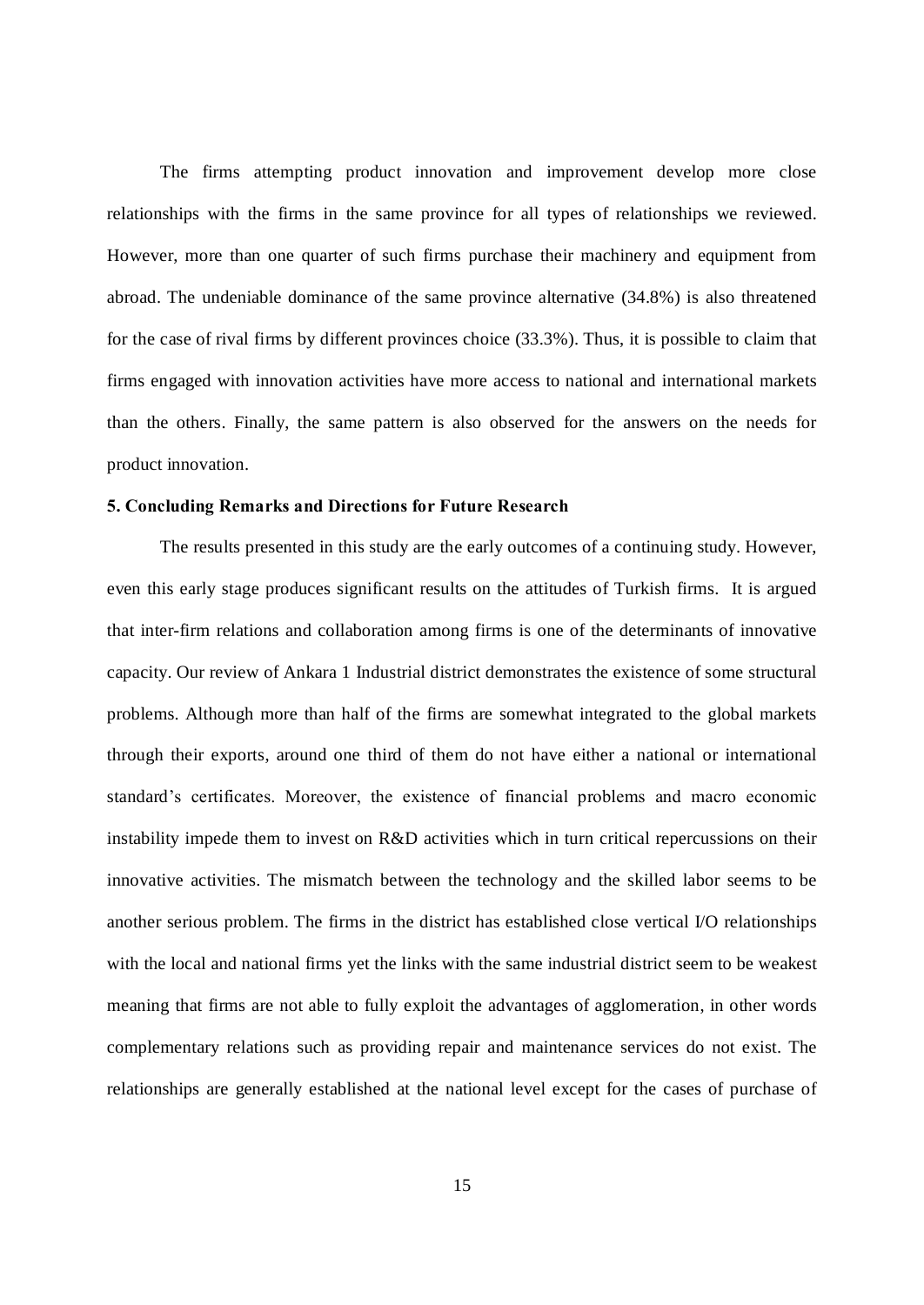The firms attempting product innovation and improvement develop more close relationships with the firms in the same province for all types of relationships we reviewed. However, more than one quarter of such firms purchase their machinery and equipment from abroad. The undeniable dominance of the same province alternative (34.8%) is also threatened for the case of rival firms by different provinces choice (33.3%). Thus, it is possible to claim that firms engaged with innovation activities have more access to national and international markets than the others. Finally, the same pattern is also observed for the answers on the needs for product innovation.

### 5. Concluding Remarks and Directions for Future Research

The results presented in this study are the early outcomes of a continuing study. However, even this early stage produces significant results on the attitudes of Turkish firms. It is argued that inter-firm relations and collaboration among firms is one of the determinants of innovative capacity. Our review of Ankara 1 Industrial district demonstrates the existence of some structural problems. Although more than half of the firms are somewhat integrated to the global markets through their exports, around one third of them do not have either a national or international standard's certificates. Moreover, the existence of financial problems and macro economic instability impede them to invest on R&D activities which in turn critical repercussions on their innovative activities. The mismatch between the technology and the skilled labor seems to be another serious problem. The firms in the district has established close vertical I/O relationships with the local and national firms yet the links with the same industrial district seem to be weakest meaning that firms are not able to fully exploit the advantages of agglomeration, in other words complementary relations such as providing repair and maintenance services do not exist. The relationships are generally established at the national level except for the cases of purchase of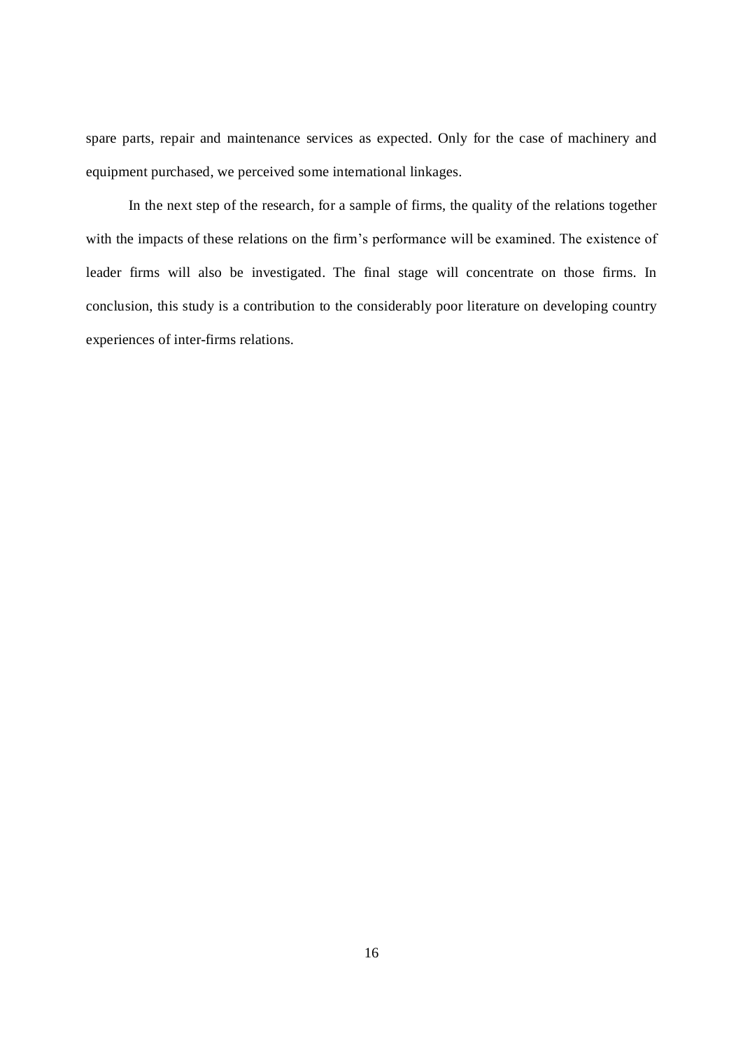spare parts, repair and maintenance services as expected. Only for the case of machinery and equipment purchased, we perceived some international linkages.

In the next step of the research, for a sample of firms, the quality of the relations together with the impacts of these relations on the firm's performance will be examined. The existence of leader firms will also be investigated. The final stage will concentrate on those firms. In conclusion, this study is a contribution to the considerably poor literature on developing country experiences of inter-firms relations.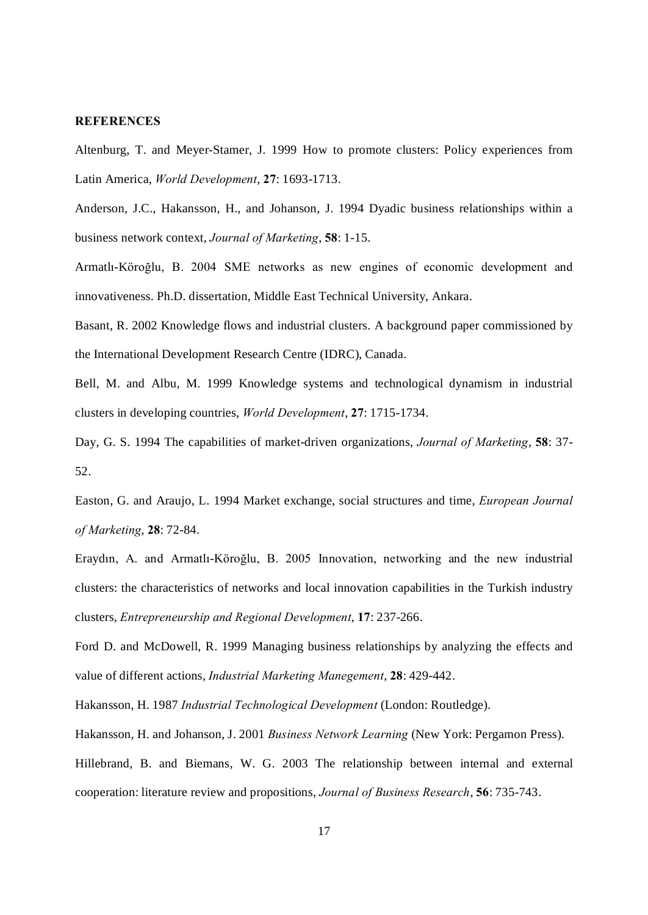**REFERENCES**

Altenburg, T. and Meyer-Stamer, J. 1999 How to promote clusters: Policy experiences from Latin America, *World Development*, **27**: 1693-1713.

Anderson, J.C., Hakansson, H., and Johanson, J. 1994 Dyadic business relationships within a business network context, *Journal of Marketing*, **58**: 1-15.

Armatlı-Köroğlu, B. 2004 SME networks as new engines of economic development and innovativeness. Ph.D. dissertation, Middle East Technical University, Ankara.

Basant, R. 2002 Knowledge flows and industrial clusters. A background paper commissioned by the International Development Research Centre (IDRC), Canada.

Bell, M. and Albu, M. 1999 Knowledge systems and technological dynamism in industrial clusters in developing countries, *World Development*, **27**: 1715-1734.

Day, G. S. 1994 The capabilities of market-driven organizations, *Journal of Marketing*, **58**: 37-52.

Easton, G. and Araujo, L. 1994 Market exchange, social structures and time, *European Journal of Marketing*, **28**: 72-84.

Eraydın, A. and Armatlı-Köroğlu, B. 2005 Innovation, networking and the new industrial clusters: the characteristics of networks and local innovation capabilities in the Turkish industry clusters, *Entrepreneurship and Regional Development*, **17**: 237-266.

Ford D. and McDowell, R. 1999 Managing business relationships by analyzing the effects and value of different actions, *Industrial Marketing Manegement*, **28**: 429-442.

Hakansson, H. 1987 *Industrial Technological Development* (London: Routledge).

Hakansson, H. and Johanson, J. 2001 *Business Network Learning* (New York: Pergamon Press).

Hillebrand, B. and Biemans, W. G. 2003 The relationship between internal and external cooperation: literature review and propositions, *Journal of Business Research*, **56**: 735-743.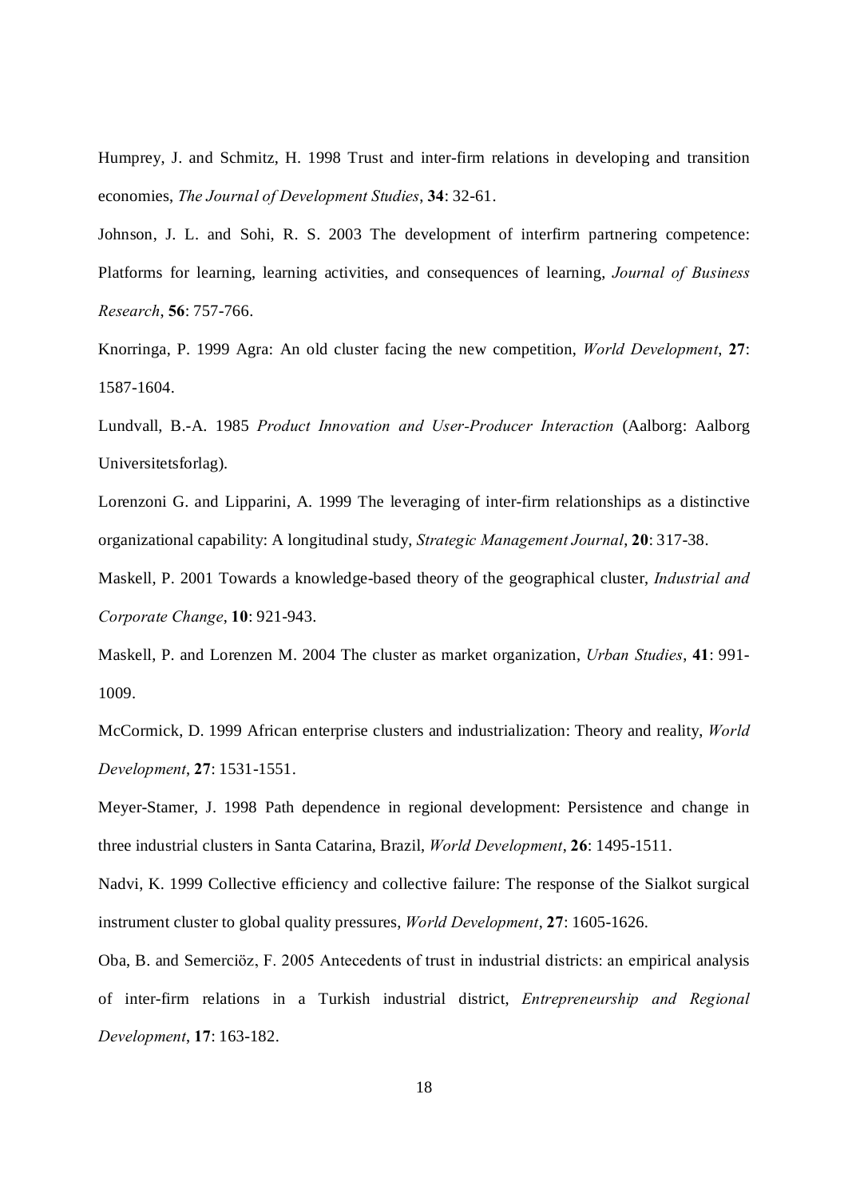Humprey, J. and Schmitz, H. 1998 Trust and inter-firm relations in developing and transition economies, *The Journal of Development Studies*, **34**: 32-61.

Johnson, J. L. and Sohi, R. S. 2003 The development of interfirm partnering competence: Platforms for learning, learning activities, and consequences of learning, *Journal of Business Research*, **56**: 757-766.

Knorringa, P. 1999 Agra: An old cluster facing the new competition, *World Development*, **27**: 1587-1604.

Lundvall, B.-A. 1985 *Product Innovation and User-Producer Interaction* (Aalborg: Aalborg Universitetsforlag).

Lorenzoni G. and Lipparini, A. 1999 The leveraging of inter-firm relationships as a distinctive organizational capability: A longitudinal study, *Strategic Management Journal*, **20**: 317-38.

Maskell, P. 2001 Towards a knowledge-based theory of the geographical cluster, *Industrial and Corporate Change*, **10**: 921-943.

Maskell, P. and Lorenzen M. 2004 The cluster as market organization, *Urban Studies*, **41**: 991-1009.

McCormick, D. 1999 African enterprise clusters and industrialization: Theory and reality, *World Development*, **27**: 1531-1551.

Meyer-Stamer, J. 1998 Path dependence in regional development: Persistence and change in three industrial clusters in Santa Catarina, Brazil, *World Development*, **26**: 1495-1511.

Nadvi, K. 1999 Collective efficiency and collective failure: The response of the Sialkot surgical instrument cluster to global quality pressures, *World Development*, **27**: 1605-1626.

Oba, B. and Semerciöz, F. 2005 Antecedents of trust in industrial districts: an empirical analysis of inter-firm relations in a Turkish industrial district, *Entrepreneurship and Regional Development*, **17**: 163-182.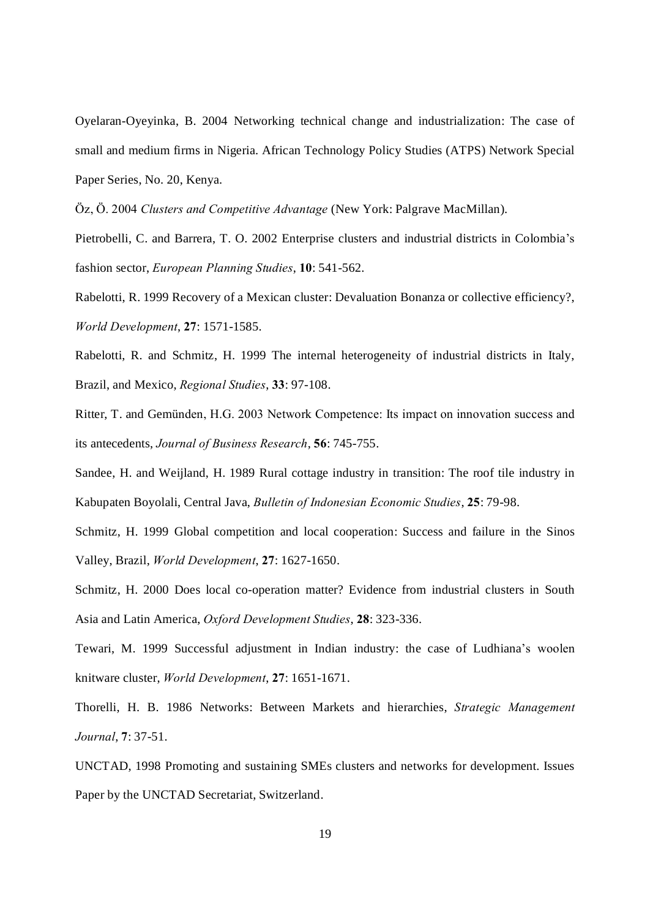Oyelaran-Oyeyinka, B. 2004 Networking technical change and industrialization: The case of small and medium firms in Nigeria. African Technology Policy Studies (ATPS) Network Special Paper Series, No. 20, Kenya.

Öz, Ö. 2004 *Clusters and Competitive Advantage* (New York: Palgrave MacMillan).

Pietrobelli, C. and Barrera, T. O. 2002 Enterprise clusters and industrial districts in Colombia's fashion sector, *European Planning Studies*, **10**: 541-562.

Rabelotti, R. 1999 Recovery of a Mexican cluster: Devaluation Bonanza or collective efficiency?, *World Development*, **27**: 1571-1585.

Rabelotti, R. and Schmitz, H. 1999 The internal heterogeneity of industrial districts in Italy, Brazil, and Mexico, *Regional Studies*, **33**: 97-108.

Ritter, T. and Gemünden, H.G. 2003 Network Competence: Its impact on innovation success and its antecedents, *Journal of Business Research*, **56**: 745-755.

Sandee, H. and Weijland, H. 1989 Rural cottage industry in transition: The roof tile industry in Kabupaten Boyolali, Central Java, *Bulletin of Indonesian Economic Studies*, **25**: 79-98.

Schmitz, H. 1999 Global competition and local cooperation: Success and failure in the Sinos Valley, Brazil, *World Development*, **27**: 1627-1650.

Schmitz, H. 2000 Does local co-operation matter? Evidence from industrial clusters in South Asia and Latin America, *Oxford Development Studies*, **28**: 323-336.

Tewari, M. 1999 Successful adjustment in Indian industry: the case of Ludhiana's woolen knitware cluster, *World Development*, **27**: 1651-1671.

Thorelli, H. B. 1986 Networks: Between Markets and hierarchies, *Strategic Management Journal*, **7**: 37-51.

UNCTAD, 1998 Promoting and sustaining SMEs clusters and networks for development. Issues Paper by the UNCTAD Secretariat, Switzerland.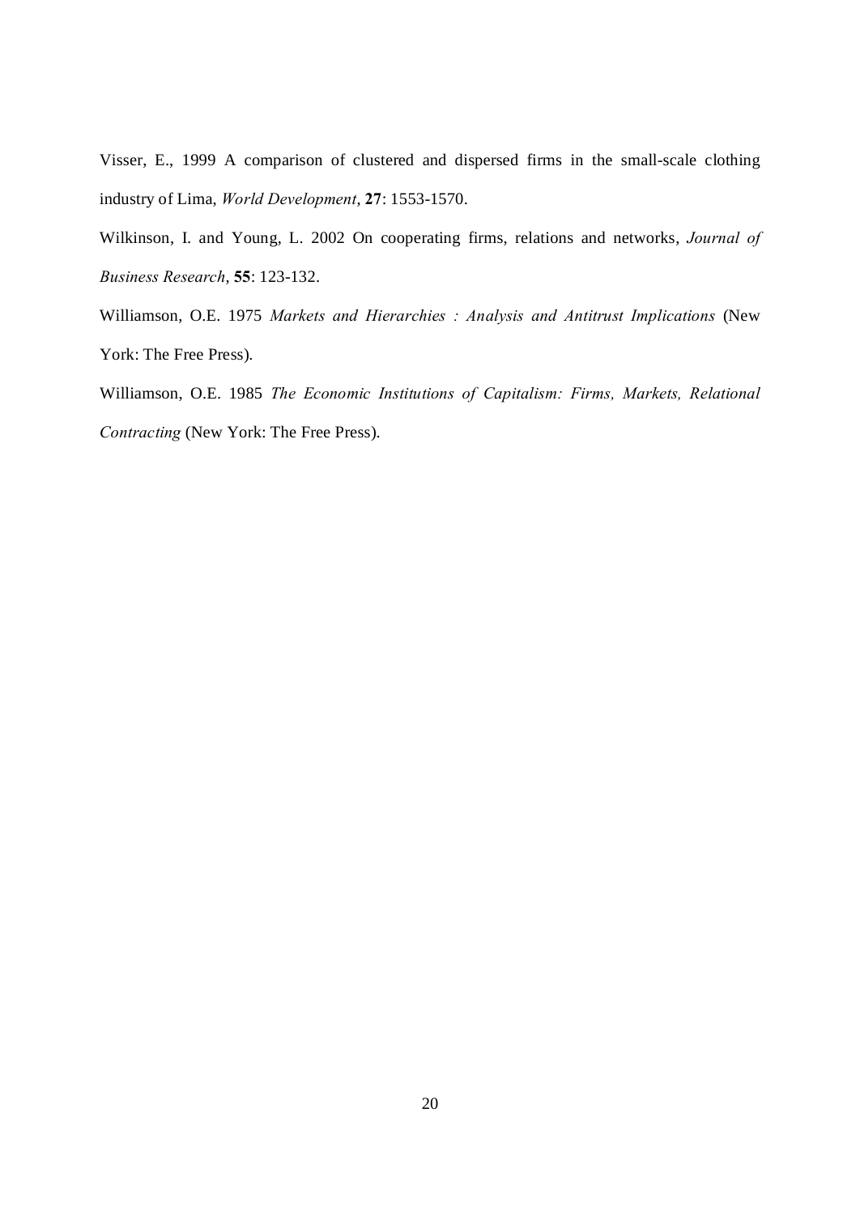Visser, E., 1999 A comparison of clustered and dispersed firms in the small-scale clothing industry of Lima, *World Development*, **27**: 1553-1570.

Wilkinson, I. and Young, L. 2002 On cooperating firms, relations and networks, *Journal of Business Research*, **55**: 123-132.

Williamson, O.E. 1975 *Markets and Hierarchies : Analysis and Antitrust Implications* (New York: The Free Press).

Williamson, O.E. 1985 *The Economic Institutions of Capitalism: Firms, Markets, Relational Contracting* (New York: The Free Press).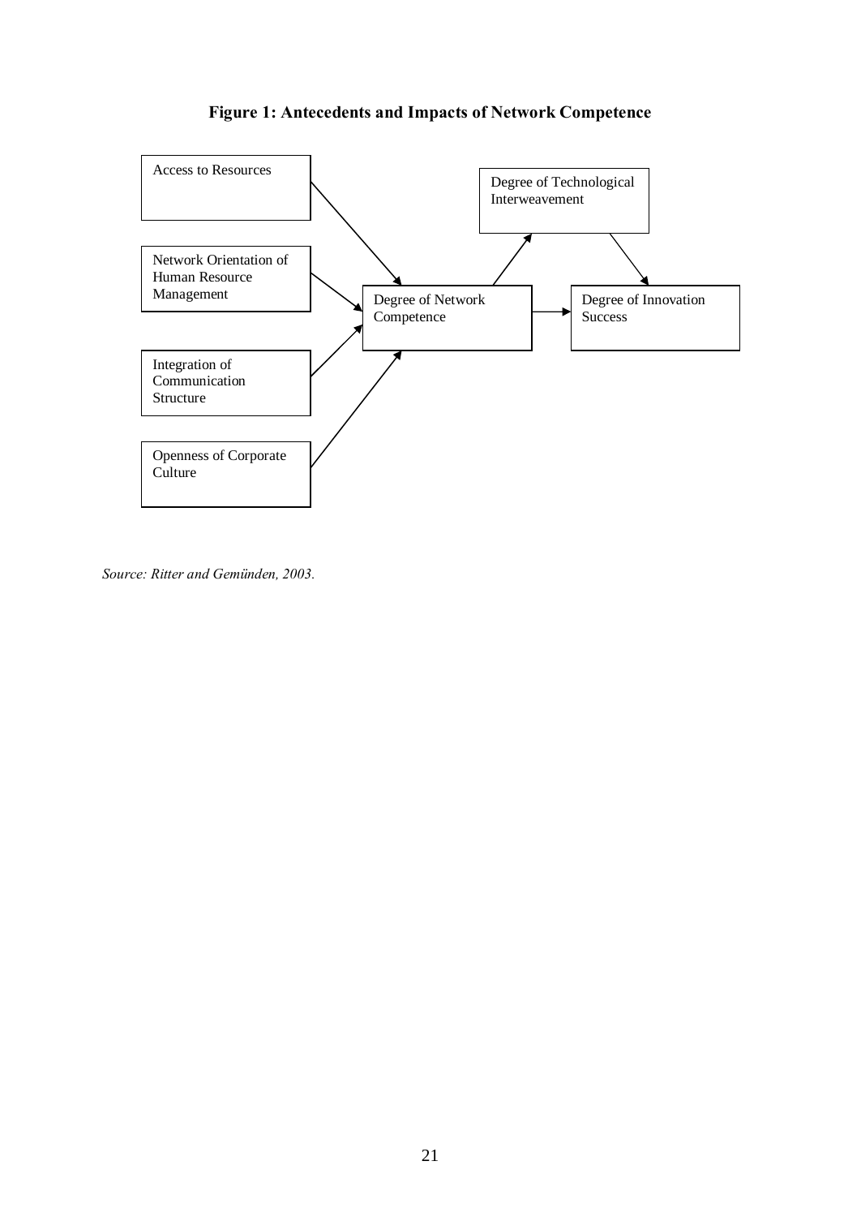**Figure 1: Antecedents and Impacts of Network Competence**

Access to Resources

Network Orientation of Human Resource Management

Integration of Communication Structure

Openness of Corporate Culture

Degree of Network Competence

Degree of Technological Interweavement

Degree of Innovation Success

*Source: Ritter and Gemünden, 2003.*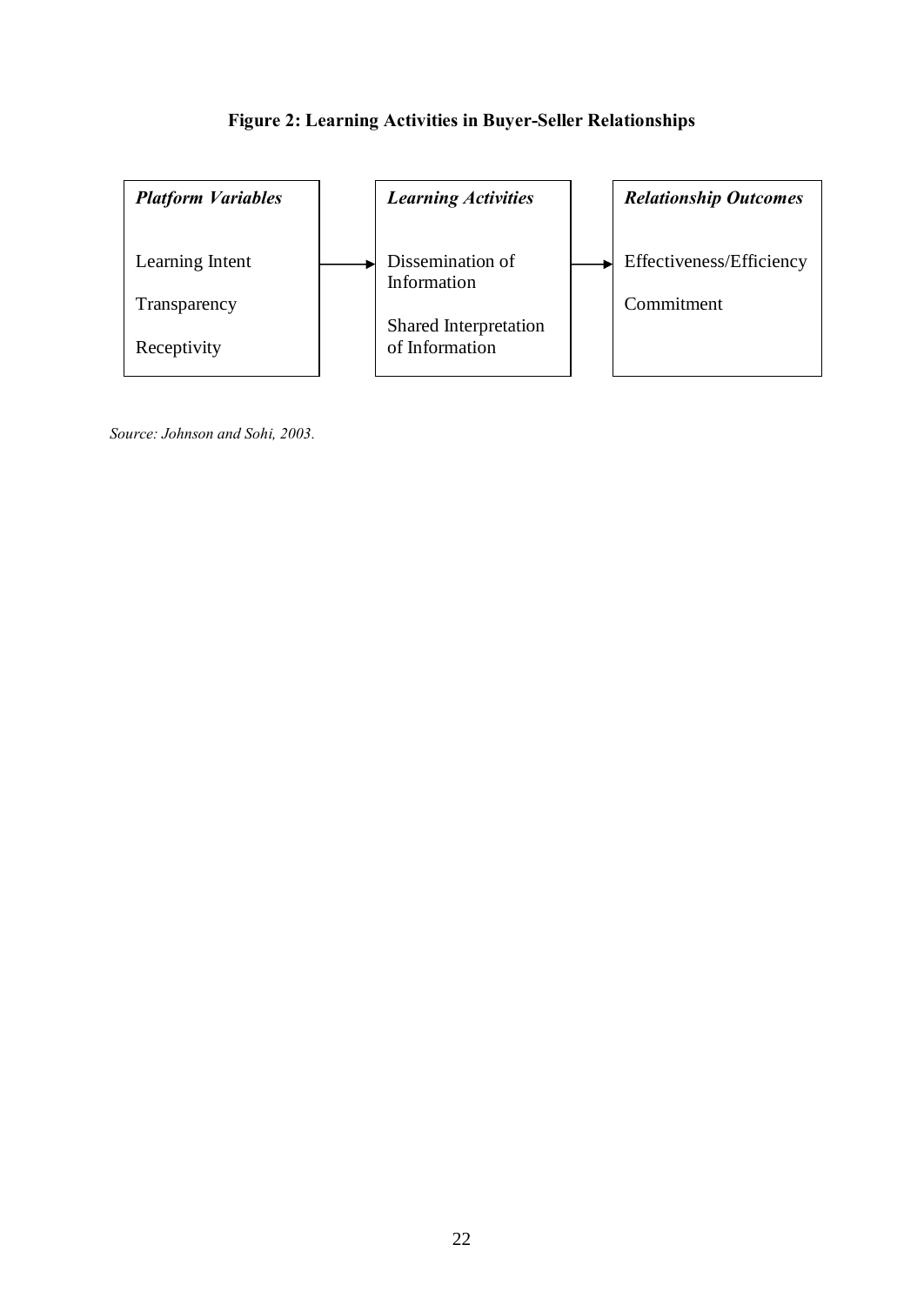**Figure 2: Learning Activities in Buyer-Seller Relationships**

| *Platform Variables* | → | *Learning Activities* | → | *Relationship Outcomes* |
|---|---|---|---|---|
| Learning Intent | | Dissemination of Information | | Effectiveness/Efficiency |
| Transparency | | Shared Interpretation of Information | | Commitment |
| Receptivity | | | | |

*Source: Johnson and Sohi, 2003.*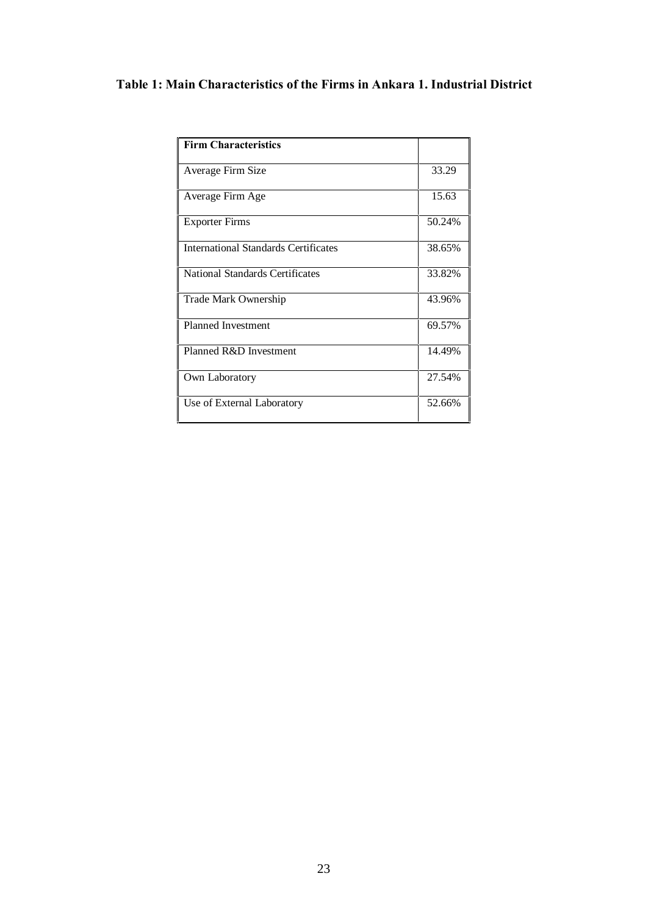**Table 1: Main Characteristics of the Firms in Ankara 1. Industrial District**

| **Firm Characteristics** | |
|---|---|
| Average Firm Size | 33.29 |
| Average Firm Age | 15.63 |
| Exporter Firms | 50.24% |
| International Standards Certificates | 38.65% |
| National Standards Certificates | 33.82% |
| Trade Mark Ownership | 43.96% |
| Planned Investment | 69.57% |
| Planned R&D Investment | 14.49% |
| Own Laboratory | 27.54% |
| Use of External Laboratory | 52.66% |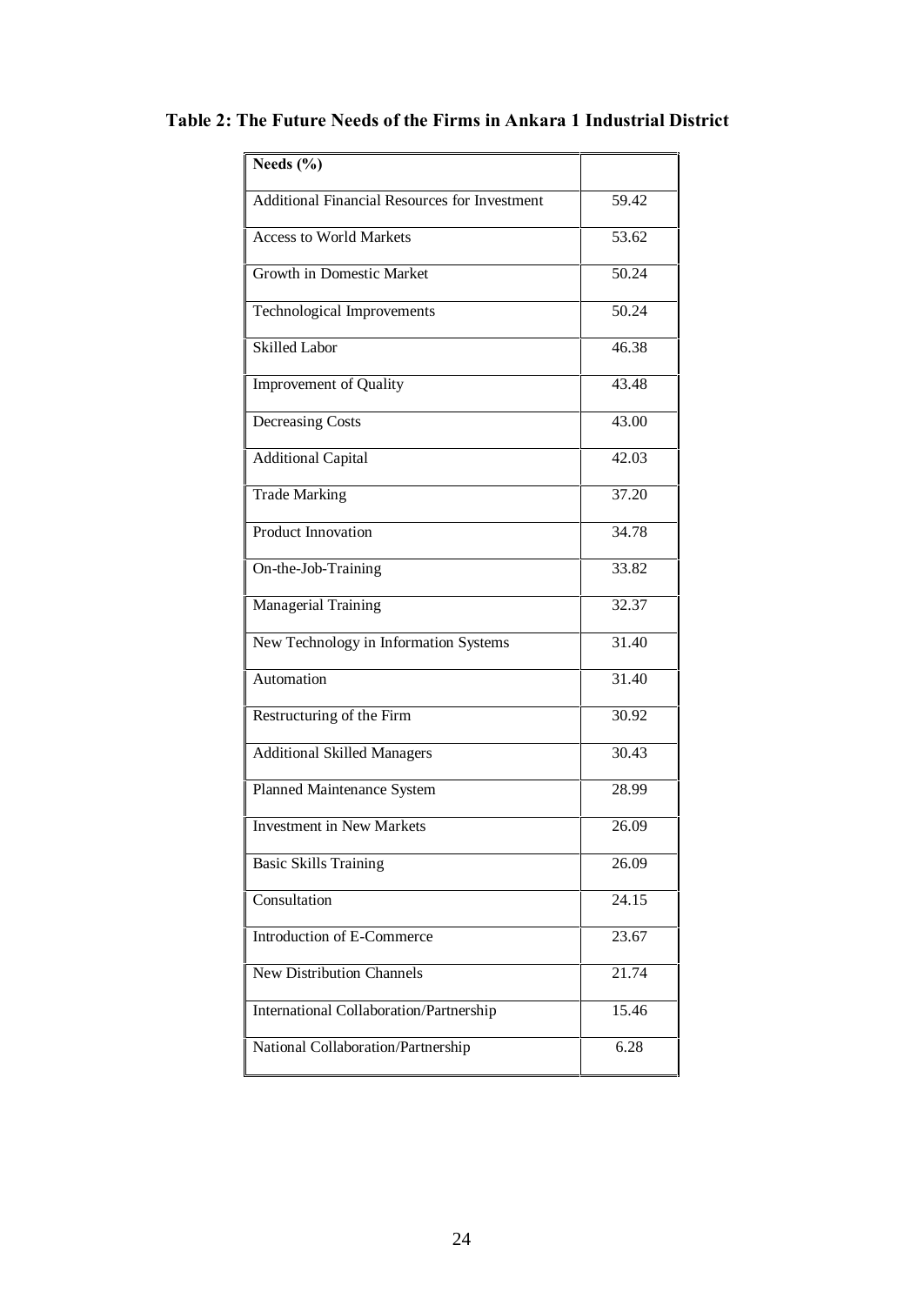**Table 2: The Future Needs of the Firms in Ankara 1 Industrial District**

| Needs (%) | |
|---|---|
| Additional Financial Resources for Investment | 59.42 |
| Access to World Markets | 53.62 |
| Growth in Domestic Market | 50.24 |
| Technological Improvements | 50.24 |
| Skilled Labor | 46.38 |
| Improvement of Quality | 43.48 |
| Decreasing Costs | 43.00 |
| Additional Capital | 42.03 |
| Trade Marking | 37.20 |
| Product Innovation | 34.78 |
| On-the-Job-Training | 33.82 |
| Managerial Training | 32.37 |
| New Technology in Information Systems | 31.40 |
| Automation | 31.40 |
| Restructuring of the Firm | 30.92 |
| Additional Skilled Managers | 30.43 |
| Planned Maintenance System | 28.99 |
| Investment in New Markets | 26.09 |
| Basic Skills Training | 26.09 |
| Consultation | 24.15 |
| Introduction of E-Commerce | 23.67 |
| New Distribution Channels | 21.74 |
| International Collaboration/Partnership | 15.46 |
| National Collaboration/Partnership | 6.28 |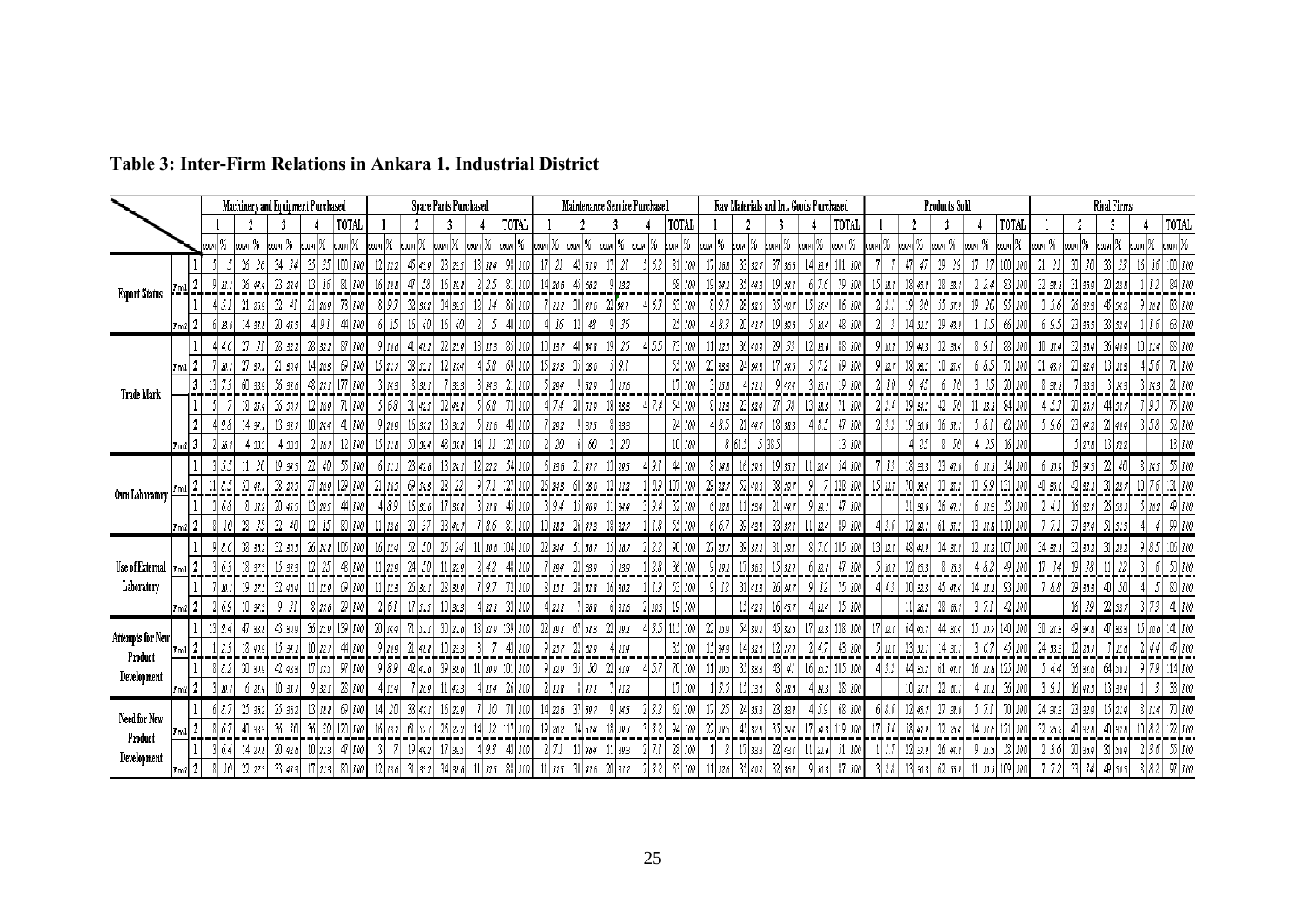| | | | Machinery and Equipment Purchased | | | | | | | | | | Spare Parts Purchased | | | | | | | | | | Maintenance Service Purchased | | | | | | | | | | Raw Materials and Int. Goods Purchased | | | | | | | | | | Products Sold | | | | | | | | | | Rival Firms | | | | | | | | | |
|---|---|---|---|---|---|---|---|---|---|---|---|---|---|---|---|---|---|---|---|---|---|---|---|---|---|---|---|---|---|---|---|---|---|---|---|---|---|---|---|---|---|---|---|---|---|---|---|---|---|---|---|---|---|---|---|---|---|---|---|---|---|---|
| | | | 1 | | 2 | | 3 | | 4 | | TOTAL | | 1 | | 2 | | 3 | | 4 | | TOTAL | | 1 | | 2 | | 3 | | 4 | | TOTAL | | 1 | | 2 | | 3 | | 4 | | TOTAL | | 1 | | 2 | | 3 | | 4 | | TOTAL | | 1 | | 2 | | 3 | | 4 | | TOTAL | |
| | | | COUNT | % | COUNT | % | COUNT | % | COUNT | % | COUNT | % | COUNT | % | COUNT | % | COUNT | % | COUNT | % | COUNT | % | COUNT | % | COUNT | % | COUNT | % | COUNT | % | COUNT | % | COUNT | % | COUNT | % | COUNT | % | COUNT | % | COUNT | % | COUNT | % | COUNT | % | COUNT | % | COUNT | % | COUNT | % | COUNT | % | COUNT | % | COUNT | % | COUNT | % | COUNT | % |
| Export Status | Fmv1 | 1 | 5 | 5 | 26 | 26 | 34 | 34 | 35 | 35 | 100 | 100 | 12 | 12.2 | 45 | 45.9 | 23 | 23.5 | 18 | 18.4 | 98 | 100 | 17 | 21 | 42 | 51.9 | 17 | 21 | 5 | 6.2 | 81 | 100 | 17 | 16.8 | 33 | 32.7 | 37 | 36.6 | 14 | 13.9 | 101 | 100 | 7 | 7 | 47 | 47 | 29 | 29 | 17 | 17 | 100 | 100 | 21 | 21 | 30 | 30 | 33 | 33 | 16 | 16 | 100 | 100 |
| | | 2 | 9 | 11.1 | 36 | 44.4 | 23 | 28.4 | 13 | 16 | 81 | 100 | 16 | 19.8 | 47 | 58 | 16 | 19.8 | 2 | 2.5 | 81 | 100 | 14 | 20.6 | 45 | 66.2 | 9 | 13.2 | | | 68 | 100 | 19 | 24.1 | 35 | 44.3 | 19 | 24.1 | 6 | 7.6 | 79 | 100 | 15 | 18.1 | 38 | 45.8 | 28 | 33.7 | 2 | 2.4 | 83 | 100 | 32 | 38.1 | 31 | 36.9 | 20 | 23.8 | 1 | 1.2 | 84 | 100 |
| | Fmv2 | 1 | 4 | 5.1 | 21 | 26.9 | 32 | 41 | 21 | 26.9 | 78 | 100 | 8 | 9.3 | 32 | 37.2 | 34 | 39.5 | 12 | 14 | 86 | 100 | 7 | 11.1 | 30 | 47.6 | 22 | 34.9 | 4 | 6.3 | 63 | 100 | 8 | 9.3 | 28 | 32.6 | 35 | 40.7 | 15 | 17.4 | 86 | 100 | 2 | 2.1 | 19 | 20 | 55 | 57.9 | 19 | 20 | 95 | 100 | 3 | 3.6 | 26 | 31.3 | 45 | 54.2 | 9 | 10.8 | 83 | 100 |
| | | 2 | 6 | 13.6 | 14 | 31.8 | 20 | 45.5 | 4 | 9.1 | 44 | 100 | 6 | 15 | 16 | 40 | 16 | 40 | 2 | 5 | 40 | 100 | 4 | 16 | 12 | 48 | 9 | 36 | | | 25 | 100 | 4 | 8.3 | 20 | 41.7 | 19 | 39.6 | 5 | 10.4 | 48 | 100 | 2 | 3 | 34 | 51.5 | 29 | 43.9 | 1 | 1.5 | 66 | 100 | 6 | 9.5 | 23 | 36.5 | 33 | 52.4 | 1 | 1.6 | 63 | 100 |
| Trade Mark | Fmv1 | 1 | 4 | 4.6 | 27 | 31 | 28 | 32.2 | 28 | 32.2 | 87 | 100 | 9 | 10.6 | 41 | 48.2 | 22 | 25.9 | 13 | 15.3 | 85 | 100 | 10 | 13.7 | 40 | 54.8 | 19 | 26 | 4 | 5.5 | 73 | 100 | 11 | 12.5 | 36 | 40.9 | 29 | 33 | 12 | 13.6 | 88 | 100 | 9 | 10.2 | 39 | 44.3 | 32 | 36.4 | 8 | 9.1 | 88 | 100 | 10 | 11.4 | 32 | 36.4 | 36 | 40.9 | 10 | 11.4 | 88 | 100 |
| | | 2 | 7 | 10.1 | 27 | 39.1 | 21 | 30.4 | 14 | 20.3 | 69 | 100 | 15 | 21.7 | 38 | 55.1 | 12 | 17.4 | 4 | 5.8 | 69 | 100 | 15 | 27.3 | 35 | 63.6 | 5 | 9.1 | | | 55 | 100 | 23 | 33.3 | 24 | 34.8 | 17 | 24.6 | 5 | 7.2 | 69 | 100 | 9 | 12.7 | 38 | 53.5 | 18 | 25.4 | 6 | 8.5 | 71 | 100 | 31 | 43.7 | 24 | 33.8 | 13 | 18.3 | 4 | 5.6 | 71 | 100 |
| | | 3 | 13 | 7.3 | 60 | 33.9 | 56 | 31.6 | 48 | 27.1 | 177 | 100 | 3 | 14.3 | 8 | 38.1 | 7 | 33.3 | 3 | 14.3 | 21 | 100 | 5 | 29.4 | 9 | 52.9 | 3 | 17.6 | | | 17 | 100 | 3 | 15.8 | 4 | 21.1 | 9 | 47.4 | 3 | 15.8 | 19 | 100 | 2 | 10 | 9 | 45 | 6 | 30 | 3 | 15 | 20 | 100 | 8 | 38.1 | 7 | 33.3 | 3 | 14.3 | 3 | 14.3 | 21 | 100 |
| | Fmv2 | 1 | 5 | 7 | 18 | 25.4 | 36 | 50.7 | 12 | 16.9 | 71 | 100 | 5 | 6.8 | 31 | 42.5 | 32 | 43.8 | 5 | 6.8 | 73 | 100 | 4 | 7.4 | 28 | 51.9 | 18 | 33.3 | 4 | 7.4 | 54 | 100 | 8 | 11.3 | 23 | 32.4 | 27 | 38 | 13 | 18.3 | 71 | 100 | 2 | 2.4 | 29 | 34.5 | 42 | 50 | 11 | 13.1 | 84 | 100 | 4 | 5.3 | 20 | 26.7 | 44 | 58.7 | 7 | 9.3 | 75 | 100 |
| | | 2 | 4 | 9.8 | 14 | 34.1 | 13 | 31.7 | 10 | 24.4 | 41 | 100 | 9 | 20.9 | 16 | 37.2 | 13 | 30.2 | 5 | 11.6 | 43 | 100 | 7 | 29.2 | 9 | 37.5 | 8 | 33.3 | | | 24 | 100 | 4 | 8.5 | 21 | 44.7 | 18 | 38.3 | 4 | 8.5 | 47 | 100 | 2 | 3.2 | 19 | 30.6 | 36 | 58.1 | 5 | 8.1 | 62 | 100 | 5 | 9.6 | 23 | 44.2 | 21 | 40.4 | 3 | 5.8 | 52 | 100 |
| | | 3 | 2 | 16.7 | 4 | 33.3 | 4 | 33.3 | 2 | 16.7 | 12 | 100 | 15 | 11.8 | 50 | 39.4 | 48 | 37.8 | 14 | 11 | 127 | 100 | 2 | 20 | 6 | 60 | 2 | 20 | | | 10 | 100 | | | 8 | 61.5 | 5 | 38.5 | | | 13 | 100 | | | 4 | 25 | 8 | 50 | 4 | 25 | 16 | 100 | | | 5 | 27.8 | 13 | 72.2 | | | 18 | 100 |
| Own Laboratory | Fmv1 | 1 | 3 | 5.5 | 11 | 20 | 19 | 34.5 | 22 | 40 | 55 | 100 | 6 | 11.1 | 23 | 42.6 | 13 | 24.1 | 12 | 22.2 | 54 | 100 | 6 | 13.6 | 21 | 47.7 | 13 | 29.5 | 4 | 9.1 | 44 | 100 | 8 | 14.8 | 16 | 29.6 | 19 | 35.2 | 11 | 20.4 | 54 | 100 | 7 | 13 | 18 | 33.3 | 23 | 42.6 | 6 | 11.1 | 54 | 100 | 6 | 10.9 | 19 | 34.5 | 22 | 40 | 8 | 14.5 | 55 | 100 |
| | | 2 | 11 | 8.5 | 53 | 41.1 | 38 | 29.5 | 27 | 20.9 | 129 | 100 | 21 | 16.5 | 69 | 54.3 | 28 | 22 | 9 | 7.1 | 127 | 100 | 26 | 24.3 | 68 | 63.6 | 12 | 11.2 | 1 | 0.9 | 107 | 100 | 29 | 22.7 | 52 | 40.6 | 38 | 29.7 | 9 | 7 | 128 | 100 | 15 | 11.5 | 70 | 53.4 | 33 | 25.2 | 13 | 9.9 | 131 | 100 | 48 | 36.6 | 42 | 32.1 | 31 | 23.7 | 10 | 7.6 | 131 | 100 |
| | Fmv2 | 1 | 3 | 6.8 | 8 | 18.2 | 20 | 45.5 | 13 | 29.5 | 44 | 100 | 4 | 8.9 | 16 | 35.6 | 17 | 37.8 | 8 | 17.8 | 45 | 100 | 3 | 9.4 | 15 | 46.9 | 11 | 34.4 | 3 | 9.4 | 32 | 100 | 6 | 12.8 | 11 | 23.4 | 21 | 44.7 | 9 | 19.1 | 47 | 100 | | | 21 | 39.6 | 26 | 49.1 | 6 | 11.3 | 53 | 100 | 2 | 4.1 | 16 | 32.7 | 26 | 53.1 | 5 | 10.2 | 49 | 100 |
| | | 2 | 8 | 10 | 28 | 35 | 32 | 40 | 12 | 15 | 80 | 100 | 11 | 13.6 | 30 | 37 | 33 | 40.7 | 7 | 8.6 | 81 | 100 | 10 | 18.2 | 26 | 47.3 | 18 | 32.7 | 1 | 1.8 | 55 | 100 | 6 | 6.7 | 39 | 43.8 | 33 | 37.1 | 11 | 12.4 | 89 | 100 | 4 | 3.6 | 32 | 29.1 | 61 | 55.5 | 13 | 11.8 | 110 | 100 | 7 | 7.1 | 37 | 37.4 | 51 | 51.5 | 4 | 4 | 99 | 100 |
| Use of External Laboratory | Fmv1 | 1 | 9 | 8.6 | 38 | 36.2 | 32 | 30.5 | 26 | 24.8 | 105 | 100 | 16 | 15.4 | 52 | 50 | 25 | 24 | 11 | 10.6 | 104 | 100 | 22 | 24.4 | 51 | 56.7 | 15 | 16.7 | 2 | 2.2 | 90 | 100 | 27 | 25.7 | 39 | 37.1 | 31 | 29.5 | 8 | 7.6 | 105 | 100 | 13 | 12.1 | 48 | 44.9 | 34 | 31.8 | 12 | 11.2 | 107 | 100 | 34 | 32.1 | 32 | 30.2 | 31 | 29.2 | 9 | 8.5 | 106 | 100 |
| | | 2 | 3 | 6.3 | 18 | 37.5 | 15 | 31.3 | 12 | 25 | 48 | 100 | 11 | 22.9 | 24 | 50 | 11 | 22.9 | 2 | 4.2 | 48 | 100 | 7 | 19.4 | 23 | 63.9 | 5 | 13.9 | 1 | 2.8 | 36 | 100 | 9 | 19.1 | 17 | 36.2 | 15 | 31.9 | 6 | 12.8 | 47 | 100 | 5 | 10.2 | 32 | 65.3 | 8 | 16.3 | 4 | 8.2 | 49 | 100 | 17 | 34 | 19 | 38 | 11 | 22 | 3 | 6 | 50 | 100 |
| | Fmv2 | 1 | 7 | 10.1 | 19 | 27.5 | 32 | 46.4 | 11 | 15.9 | 69 | 100 | 11 | 15.3 | 26 | 36.1 | 28 | 38.9 | 7 | 9.7 | 72 | 100 | 8 | 15.1 | 28 | 52.8 | 16 | 30.2 | 1 | 1.9 | 53 | 100 | 9 | 12 | 31 | 41.3 | 26 | 34.7 | 9 | 12 | 75 | 100 | 4 | 4.3 | 30 | 32.3 | 45 | 48.4 | 14 | 15.1 | 93 | 100 | 7 | 8.8 | 29 | 36.3 | 40 | 50 | 4 | 5 | 80 | 100 |
| | | 2 | 2 | 6.9 | 10 | 34.5 | 9 | 31 | 8 | 27.6 | 29 | 100 | 2 | 6.1 | 17 | 51.5 | 10 | 30.3 | 4 | 12.1 | 33 | 100 | 4 | 21.1 | 7 | 36.8 | 6 | 31.6 | 2 | 10.5 | 19 | 100 | | | 15 | 42.9 | 16 | 45.7 | 4 | 11.4 | 35 | 100 | | | 11 | 26.2 | 28 | 66.7 | 3 | 7.1 | 42 | 100 | | | 16 | 39 | 22 | 53.7 | 3 | 7.3 | 41 | 100 |
| Attempts for New Product Development | Fmv1 | 1 | 12 | 9.4 | 47 | 36.7 | 43 | 33.6 | 26 | 20.3 | 128 | 100 | 20 | 14.4 | 71 | 51.1 | 30 | 21.6 | 18 | 12.9 | 139 | 100 | 22 | 19.1 | 67 | 58.3 | 22 | 19.1 | 4 | 3.5 | 115 | 100 | 22 | 15.9 | 54 | 39.1 | 45 | 32.6 | 17 | 12.3 | 138 | 100 | 17 | 12.1 | 64 | 45.7 | 44 | 31.4 | 15 | 10.7 | 140 | 100 | 30 | 21.3 | 49 | 34.8 | 47 | 33.3 | 15 | 10.6 | 141 | 100 |
| | | 2 | 1 | 2.3 | 18 | 40.9 | 15 | 34.1 | 10 | 22.7 | 44 | 100 | 9 | 20.9 | 21 | 48.8 | 10 | 23.3 | 3 | 7 | 43 | 100 | 9 | 25.7 | 22 | 62.9 | 4 | 11.4 | | | 35 | 100 | 15 | 34.9 | 14 | 32.6 | 12 | 27.9 | 2 | 4.7 | 43 | 100 | 5 | 11.1 | 23 | 51.1 | 14 | 31.1 | 3 | 6.7 | 45 | 100 | 24 | 53.3 | 12 | 26.7 | 7 | 15.6 | 2 | 4.4 | 45 | 100 |
| | Fmv2 | 1 | 8 | 8.2 | 30 | 30.9 | 42 | 43.3 | 17 | 17.5 | 97 | 100 | 9 | 8.9 | 42 | 41.6 | 39 | 38.6 | 11 | 10.9 | 101 | 100 | 9 | 12.9 | 35 | 50 | 22 | 31.4 | 4 | 5.7 | 70 | 100 | 11 | 10.5 | 35 | 33.3 | 43 | 41 | 16 | 15.2 | 105 | 100 | 4 | 3.2 | 44 | 35.2 | 61 | 48.8 | 16 | 12.8 | 125 | 100 | 5 | 4.4 | 36 | 31.6 | 64 | 56.1 | 9 | 7.9 | 114 | 100 |
| | | 2 | 3 | 10.7 | 6 | 21.4 | 10 | 35.7 | 9 | 32.1 | 28 | 100 | 4 | 15.4 | 7 | 26.9 | 11 | 42.3 | 4 | 15.4 | 26 | 100 | 2 | 11.8 | 8 | 47.1 | 7 | 41.2 | | | 17 | 100 | 1 | 3.6 | 15 | 53.6 | 8 | 28.6 | 4 | 14.3 | 28 | 100 | | | 10 | 27.8 | 22 | 61.1 | 4 | 11.1 | 36 | 100 | 3 | 9.1 | 16 | 48.5 | 13 | 39.4 | 1 | 3 | 33 | 100 |
| Need for New Product Development | Fmv1 | 1 | 6 | 8.7 | 25 | 36.2 | 23 | 33.3 | 15 | 21.7 | 69 | 100 | 14 | 20 | 33 | 47.1 | 16 | 22.9 | 7 | 10 | 70 | 100 | 14 | 22.6 | 37 | 59.7 | 9 | 14.5 | 2 | 3.2 | 62 | 100 | 17 | 25 | 24 | 35.3 | 23 | 33.8 | 4 | 5.9 | 68 | 100 | 6 | 8.6 | 32 | 45.7 | 27 | 38.6 | 5 | 7.1 | 70 | 100 | 24 | 34.3 | 23 | 32.9 | 15 | 21.4 | 8 | 11.4 | 70 | 100 |
| | | 2 | 8 | 6.7 | 40 | 33.3 | 36 | 30 | 36 | 30 | 120 | 100 | 16 | 13.7 | 61 | 52.1 | 26 | 22.2 | 14 | 12 | 117 | 100 | 19 | 20.2 | 54 | 57.4 | 18 | 19.1 | 3 | 3.2 | 94 | 100 | 22 | 18.5 | 45 | 37.8 | 35 | 29.4 | 17 | 14.3 | 119 | 100 | 17 | 14 | 58 | 47.9 | 32 | 26.4 | 14 | 11.6 | 121 | 100 | 32 | 26.2 | 40 | 32.8 | 40 | 32.8 | 10 | 8.2 | 122 | 100 |
| | Fmv2 | 1 | 3 | 6.4 | 14 | 29.8 | 20 | 42.6 | 10 | 21.3 | 47 | 100 | 3 | 7 | 19 | 44.2 | 17 | 39.5 | 4 | 9.3 | 43 | 100 | 2 | 7.1 | 13 | 46.4 | 11 | 39.3 | 2 | 7.1 | 28 | 100 | 1 | 2 | 17 | 33.3 | 22 | 43.1 | 11 | 21.6 | 51 | 100 | 1 | 1.7 | 22 | 37.9 | 26 | 44.8 | 9 | 15.5 | 58 | 100 | 2 | 3.6 | 20 | 36.4 | 31 | 56.4 | 2 | 3.6 | 55 | 100 |
| | | 2 | 8 | 10 | 22 | 27.5 | 33 | 41.3 | 17 | 21.3 | 80 | 100 | 12 | 13.6 | 31 | 35.2 | 34 | 38.6 | 11 | 12.5 | 88 | 100 | 11 | 17.5 | 30 | 47.6 | 20 | 31.7 | 2 | 3.2 | 63 | 100 | 11 | 12.6 | 35 | 40.2 | 32 | 36.8 | 9 | 10.3 | 87 | 100 | 3 | 2.8 | 33 | 30.3 | 62 | 56.9 | 11 | 10.1 | 109 | 100 | 7 | 7.2 | 33 | 34 | 49 | 50.5 | 8 | 8.2 | 97 | 100 |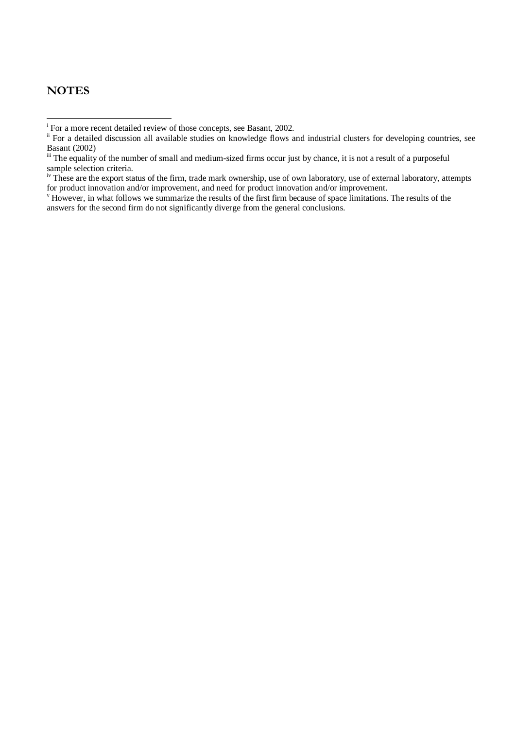# NOTES

[i] For a more recent detailed review of those concepts, see Basant, 2002.

[ii] For a detailed discussion all available studies on knowledge flows and industrial clusters for developing countries, see Basant (2002)

[iii] The equality of the number of small and medium-sized firms occur just by chance, it is not a result of a purposeful sample selection criteria.

[iv] These are the export status of the firm, trade mark ownership, use of own laboratory, use of external laboratory, attempts for product innovation and/or improvement, and need for product innovation and/or improvement.

[v] However, in what follows we summarize the results of the first firm because of space limitations. The results of the answers for the second firm do not significantly diverge from the general conclusions.